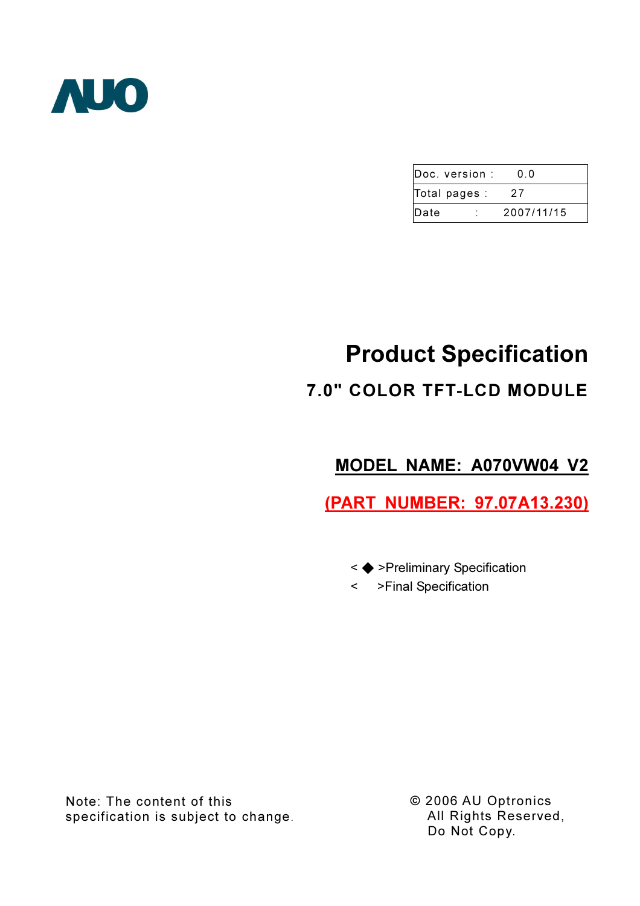AUO

| Doc. version : | 0.0 |
| --- | --- |
| Total pages : | 27 |
| Date : | 2007/11/15 |

# Product Specification

## 7.0" COLOR TFT-LCD MODULE

**MODEL NAME: A070VW04 V2**

**(PART NUMBER: 97.07A13.230)**

< ◆ >Preliminary Specification

< >Final Specification

Note: The content of this specification is subject to change.

© 2006 AU Optronics
All Rights Reserved,
Do Not Copy.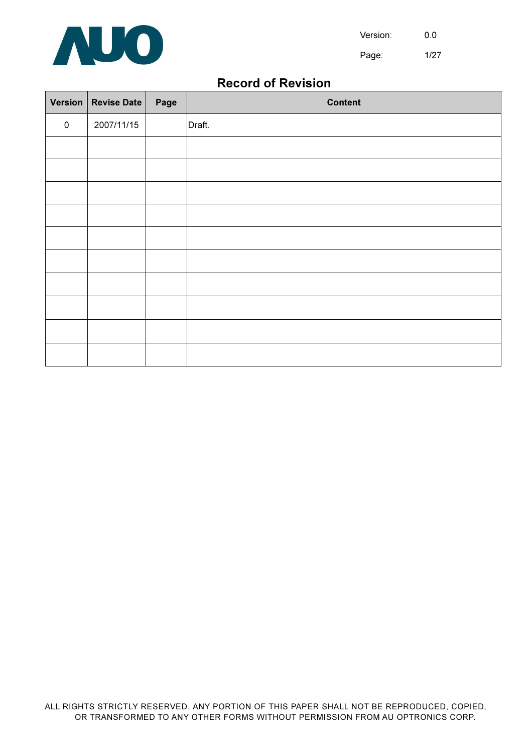# Record of Revision

| Version | Revise Date | Page | Content |
|---|---|---|---|
| 0 | 2007/11/15 | | Draft. |
| | | | |
| | | | |
| | | | |
| | | | |
| | | | |
| | | | |
| | | | |
| | | | |
| | | | |
| | | | |

ALL RIGHTS STRICTLY RESERVED. ANY PORTION OF THIS PAPER SHALL NOT BE REPRODUCED, COPIED, OR TRANSFORMED TO ANY OTHER FORMS WITHOUT PERMISSION FROM AU OPTRONICS CORP.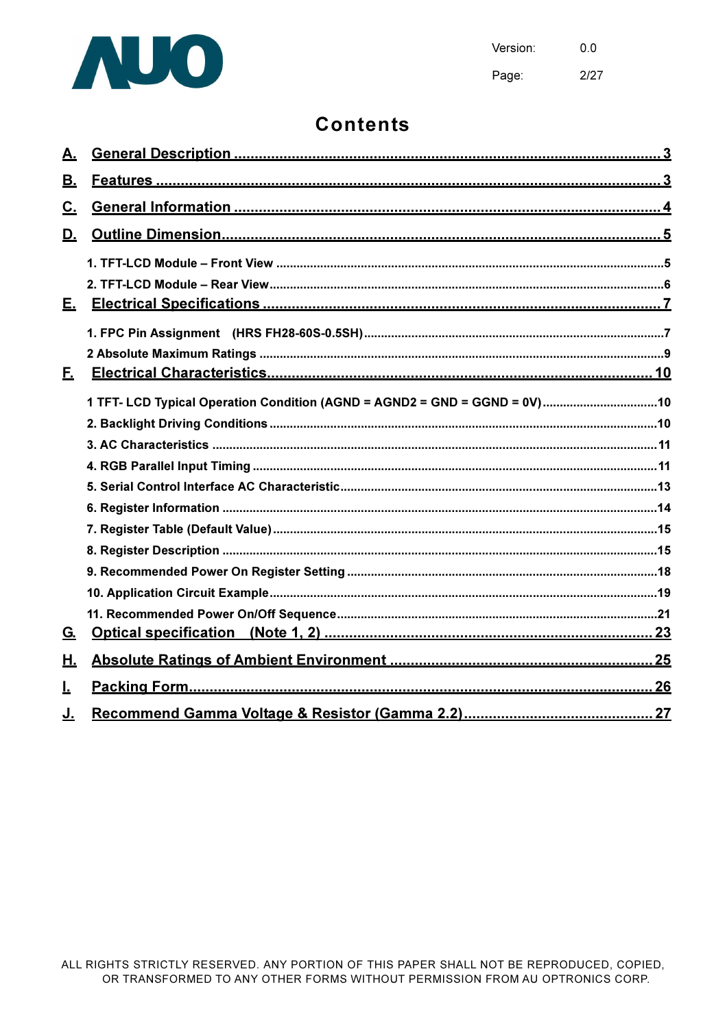# Contents

**A. General Description .................................................................................................. 3**

**B. Features ..................................................................................................................... 3**

**C. General Information .................................................................................................. 4**

**D. Outline Dimension...................................................................................................... 5**

1. TFT-LCD Module – Front View ..................................................................................5
2. TFT-LCD Module – Rear View....................................................................................6

**E. Electrical Specifications .............................................................................................. 7**

1. FPC Pin Assignment   (HRS FH28-60S-0.5SH).........................................................7
2. Absolute Maximum Ratings ........................................................................................9

**F. Electrical Characteristics............................................................................................ 10**

1. TFT- LCD Typical Operation Condition (AGND = AGND2 = GND = GGND = 0V)...................10
2. Backlight Driving Conditions .......................................................................................10
3. AC Characteristics .......................................................................................................11
4. RGB Parallel Input Timing ..........................................................................................11
5. Serial Control Interface AC Characteristic..................................................................13
6. Register Information ....................................................................................................14
7. Register Table (Default Value).....................................................................................15
8. Register Description ....................................................................................................15
9. Recommended Power On Register Setting .................................................................18
10. Application Circuit Example.......................................................................................19
11. Recommended Power On/Off Sequence....................................................................21

**G. Optical specification   (Note 1, 2) ............................................................................... 23**

**H. Absolute Ratings of Ambient Environment ................................................................. 25**

**I. Packing Form................................................................................................................ 26**

**J. Recommend Gamma Voltage & Resistor (Gamma 2.2).............................................. 27**

ALL RIGHTS STRICTLY RESERVED. ANY PORTION OF THIS PAPER SHALL NOT BE REPRODUCED, COPIED, OR TRANSFORMED TO ANY OTHER FORMS WITHOUT PERMISSION FROM AU OPTRONICS CORP.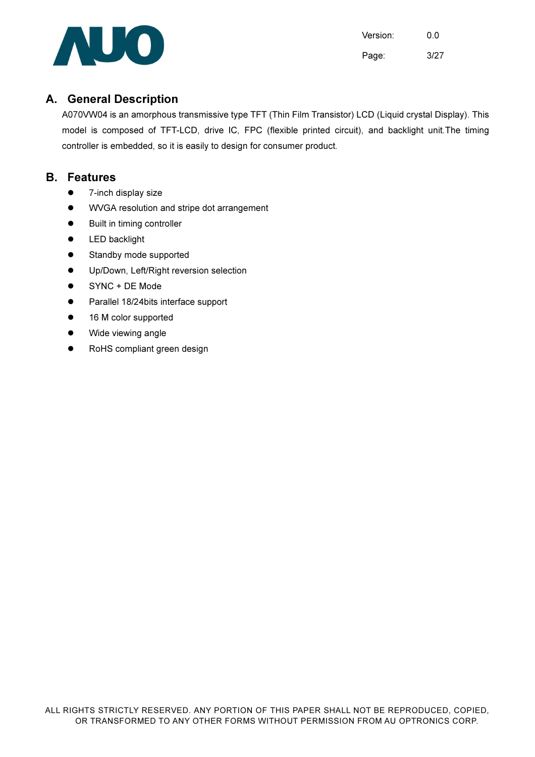## A. General Description

A070VW04 is an amorphous transmissive type TFT (Thin Film Transistor) LCD (Liquid crystal Display). This model is composed of TFT-LCD, drive IC, FPC (flexible printed circuit), and backlight unit.The timing controller is embedded, so it is easily to design for consumer product.

## B. Features

- 7-inch display size
- WVGA resolution and stripe dot arrangement
- Built in timing controller
- LED backlight
- Standby mode supported
- Up/Down, Left/Right reversion selection
- SYNC + DE Mode
- Parallel 18/24bits interface support
- 16 M color supported
- Wide viewing angle
- RoHS compliant green design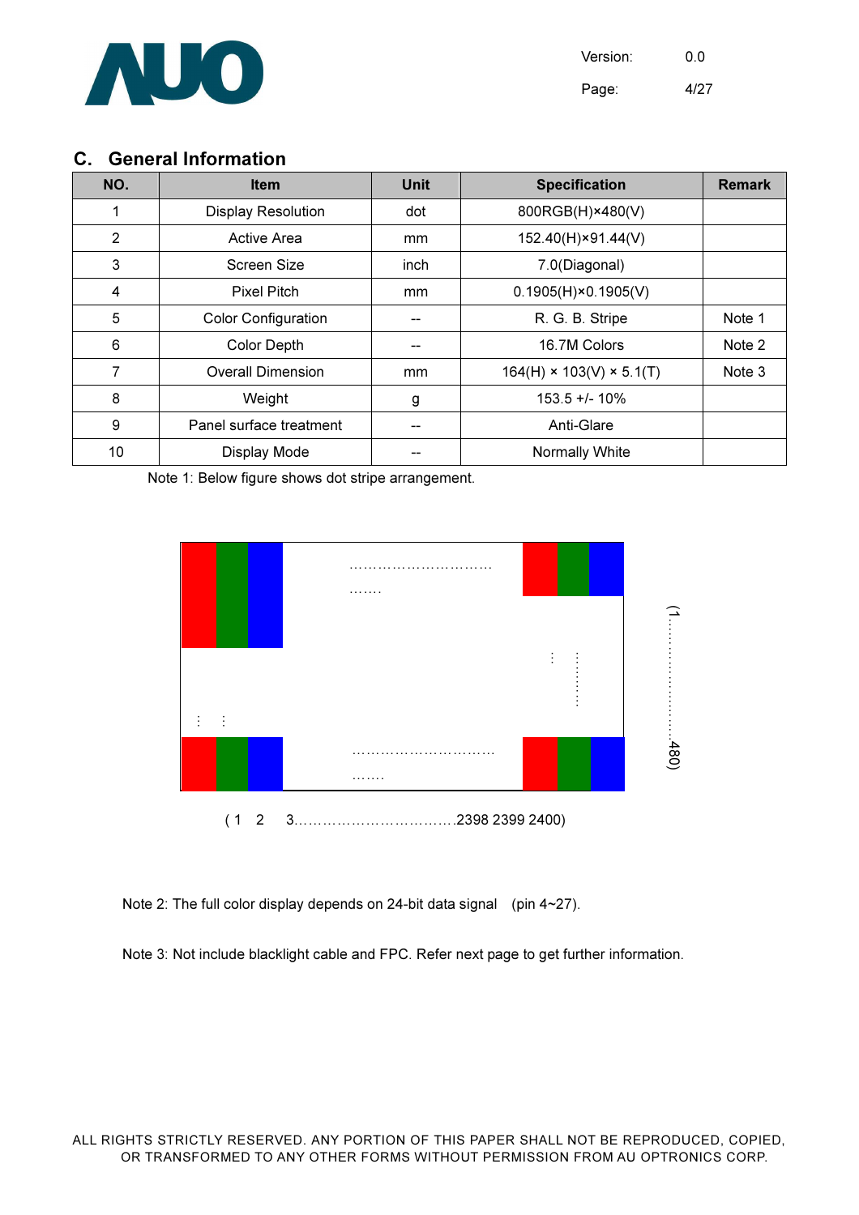## C. General Information

| NO. | Item | Unit | Specification | Remark |
|---|---|---|---|---|
| 1 | Display Resolution | dot | 800RGB(H)×480(V) | |
| 2 | Active Area | mm | 152.40(H)×91.44(V) | |
| 3 | Screen Size | inch | 7.0(Diagonal) | |
| 4 | Pixel Pitch | mm | 0.1905(H)×0.1905(V) | |
| 5 | Color Configuration | -- | R. G. B. Stripe | Note 1 |
| 6 | Color Depth | -- | 16.7M Colors | Note 2 |
| 7 | Overall Dimension | mm | 164(H) × 103(V) × 5.1(T) | Note 3 |
| 8 | Weight | g | 153.5 +/- 10% | |
| 9 | Panel surface treatment | -- | Anti-Glare | |
| 10 | Display Mode | -- | Normally White | |

Note 1: Below figure shows dot stripe arrangement.

(1 2 3……………………………2398 2399 2400)

(1………………………480)

Note 2: The full color display depends on 24-bit data signal (pin 4~27).

Note 3: Not include blacklight cable and FPC. Refer next page to get further information.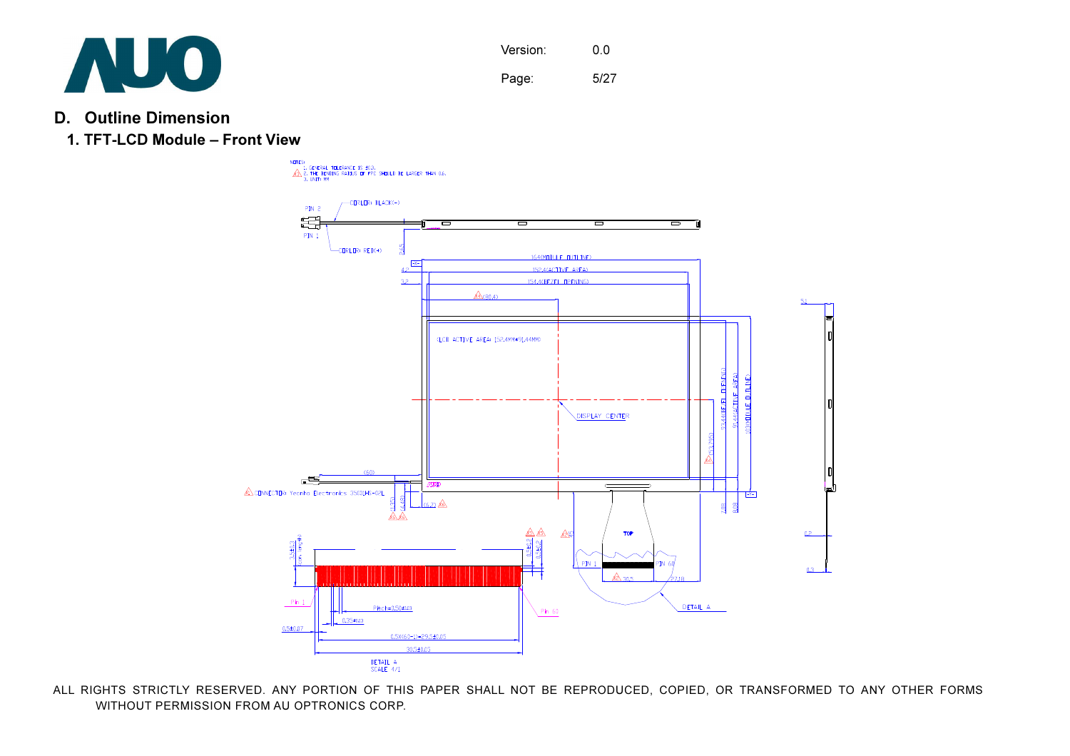## D. Outline Dimension

### 1. TFT-LCD Module – Front View

NOTES:
1. GENERAL TOLERANCE IS ±0.3.
2. THE BENDING RADIUS OF FPC SHOULD BE LARGER THAN 0.6.
3. UNIT: MM

COLOR: BLACK(-)

PIN 2

PIN 1

COLOR: RED(+)

164(MODULE OUTLINE)

152.4(ACTIVE AREA)

154.4(BEZEL OPENING)

(80.4)

(LCD ACTIVE AREA: 152.4MM×91.44MM)

DISPLAY CENTER

93.44(BEZEL OPENING)

91.44(ACTIVE AREA)

103(MODULE OUTLINE)

(50)

CONNECTOR: Yeonho Electronics 35001HS-02L

TOP

PIN 1

PIN 60

DETAIL A

Pin 1

Pin 60

Pitch=0.50±0.03

0.3±0.03

0.5±0.07

0.5X(60-1)=29.5±0.05

30.5±0.05

DETAIL A
SCALE 4/1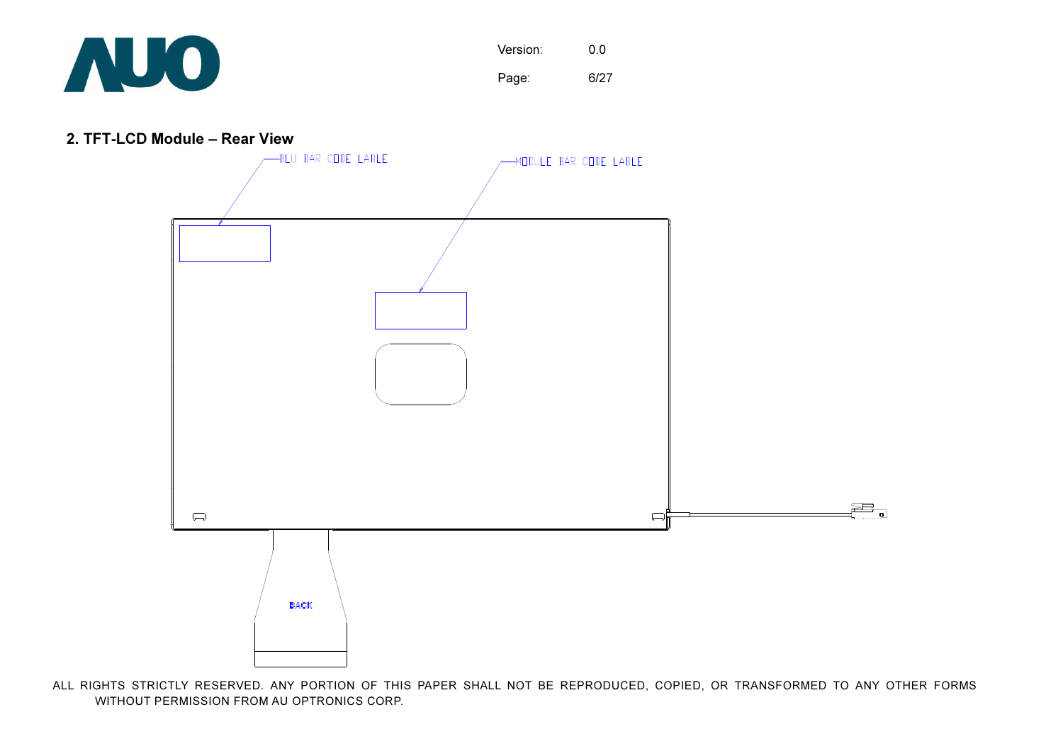## 2. TFT-LCD Module – Rear View

BLU BAR CODE LABLE

MODULE BAR CODE LABLE

BACK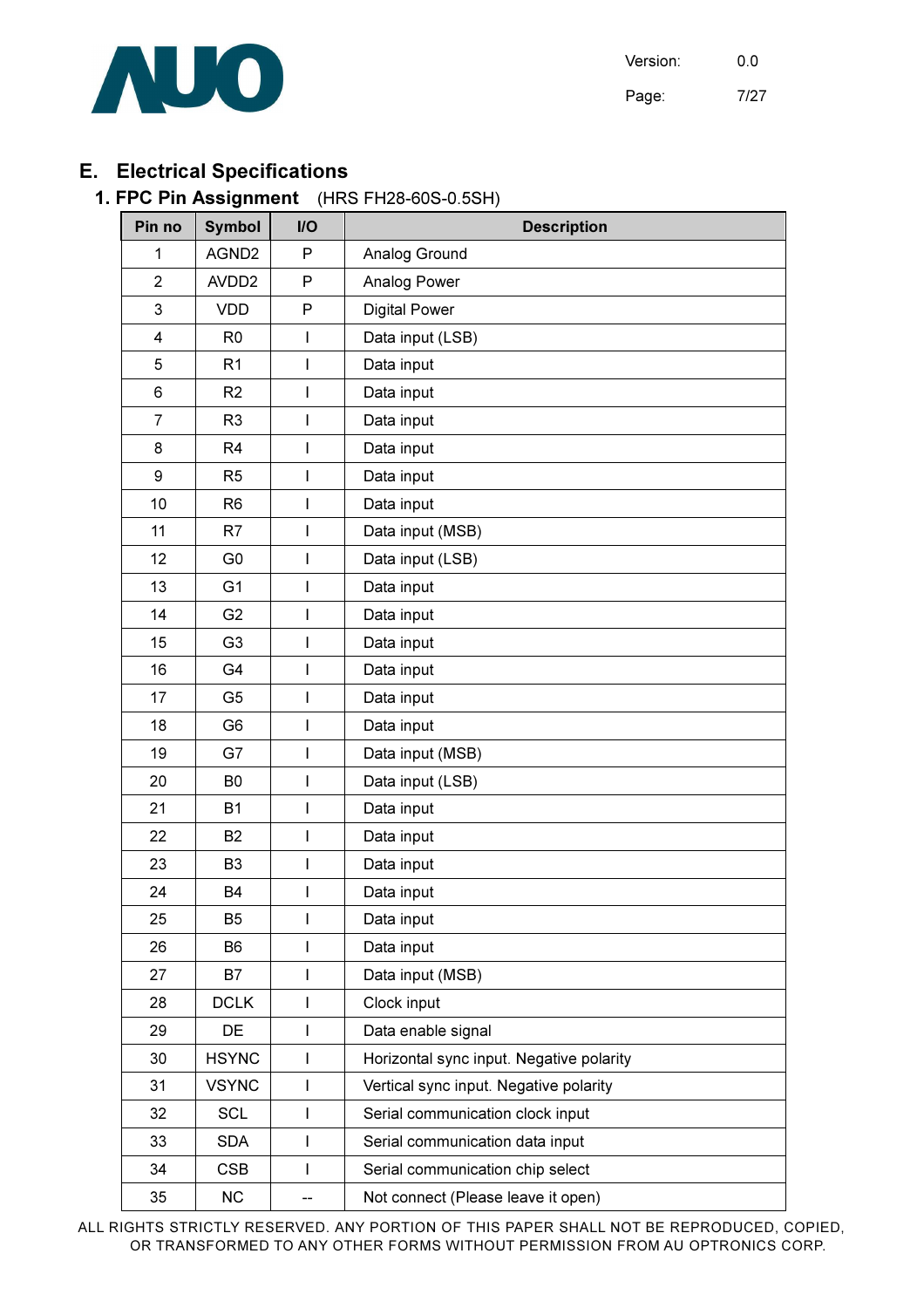## E. Electrical Specifications

### 1. FPC Pin Assignment (HRS FH28-60S-0.5SH)

| Pin no | Symbol | I/O | Description |
|---|---|---|---|
| 1 | AGND2 | P | Analog Ground |
| 2 | AVDD2 | P | Analog Power |
| 3 | VDD | P | Digital Power |
| 4 | R0 | I | Data input (LSB) |
| 5 | R1 | I | Data input |
| 6 | R2 | I | Data input |
| 7 | R3 | I | Data input |
| 8 | R4 | I | Data input |
| 9 | R5 | I | Data input |
| 10 | R6 | I | Data input |
| 11 | R7 | I | Data input (MSB) |
| 12 | G0 | I | Data input (LSB) |
| 13 | G1 | I | Data input |
| 14 | G2 | I | Data input |
| 15 | G3 | I | Data input |
| 16 | G4 | I | Data input |
| 17 | G5 | I | Data input |
| 18 | G6 | I | Data input |
| 19 | G7 | I | Data input (MSB) |
| 20 | B0 | I | Data input (LSB) |
| 21 | B1 | I | Data input |
| 22 | B2 | I | Data input |
| 23 | B3 | I | Data input |
| 24 | B4 | I | Data input |
| 25 | B5 | I | Data input |
| 26 | B6 | I | Data input |
| 27 | B7 | I | Data input (MSB) |
| 28 | DCLK | I | Clock input |
| 29 | DE | I | Data enable signal |
| 30 | HSYNC | I | Horizontal sync input. Negative polarity |
| 31 | VSYNC | I | Vertical sync input. Negative polarity |
| 32 | SCL | I | Serial communication clock input |
| 33 | SDA | I | Serial communication data input |
| 34 | CSB | I | Serial communication chip select |
| 35 | NC | -- | Not connect (Please leave it open) |

ALL RIGHTS STRICTLY RESERVED. ANY PORTION OF THIS PAPER SHALL NOT BE REPRODUCED, COPIED, OR TRANSFORMED TO ANY OTHER FORMS WITHOUT PERMISSION FROM AU OPTRONICS CORP.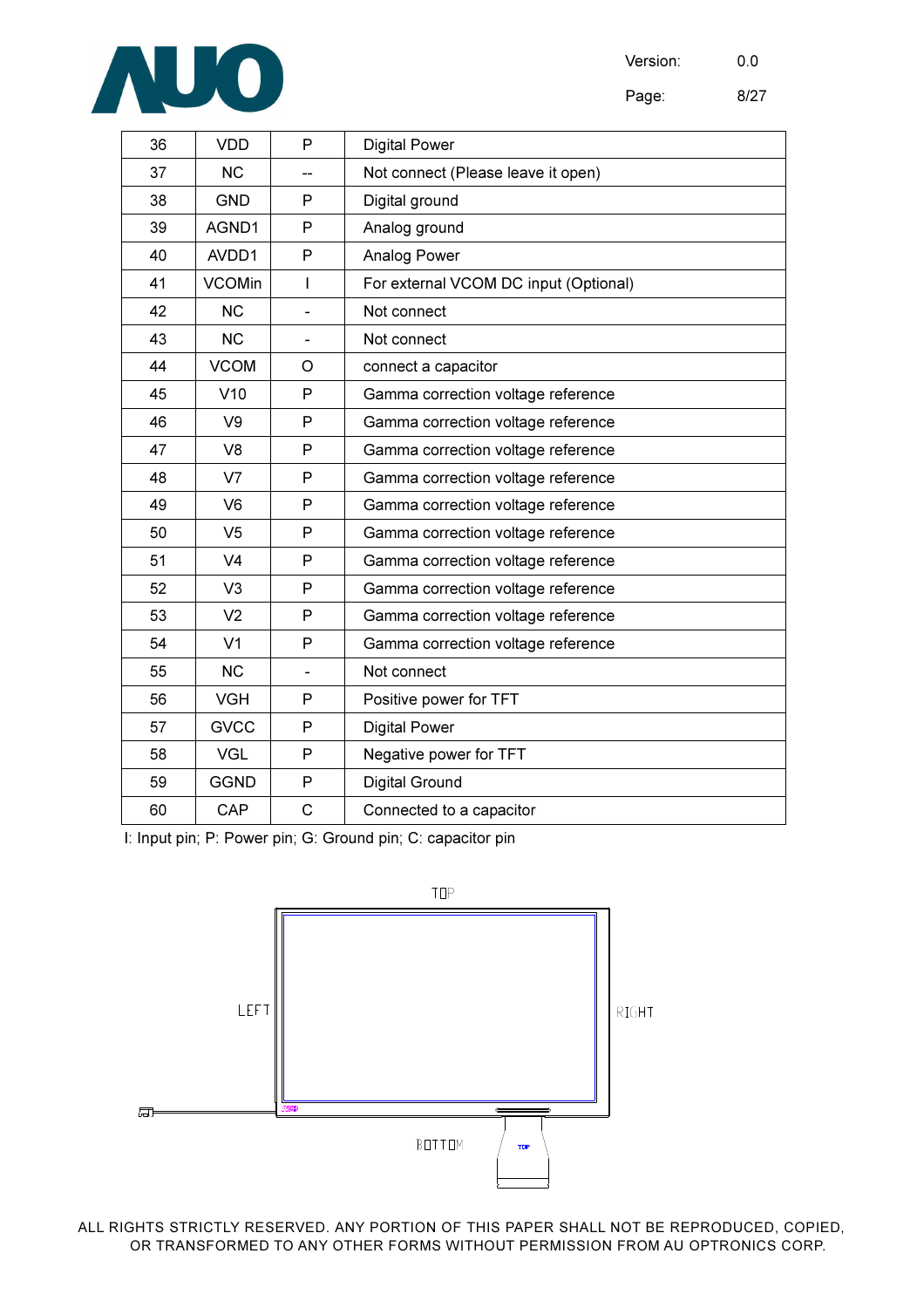| 36 | VDD | P | Digital Power |
|---|---|---|---|
| 37 | NC | -- | Not connect (Please leave it open) |
| 38 | GND | P | Digital ground |
| 39 | AGND1 | P | Analog ground |
| 40 | AVDD1 | P | Analog Power |
| 41 | VCOMin | I | For external VCOM DC input (Optional) |
| 42 | NC | - | Not connect |
| 43 | NC | - | Not connect |
| 44 | VCOM | O | connect a capacitor |
| 45 | V10 | P | Gamma correction voltage reference |
| 46 | V9 | P | Gamma correction voltage reference |
| 47 | V8 | P | Gamma correction voltage reference |
| 48 | V7 | P | Gamma correction voltage reference |
| 49 | V6 | P | Gamma correction voltage reference |
| 50 | V5 | P | Gamma correction voltage reference |
| 51 | V4 | P | Gamma correction voltage reference |
| 52 | V3 | P | Gamma correction voltage reference |
| 53 | V2 | P | Gamma correction voltage reference |
| 54 | V1 | P | Gamma correction voltage reference |
| 55 | NC | - | Not connect |
| 56 | VGH | P | Positive power for TFT |
| 57 | GVCC | P | Digital Power |
| 58 | VGL | P | Negative power for TFT |
| 59 | GGND | P | Digital Ground |
| 60 | CAP | C | Connected to a capacitor |

I: Input pin; P: Power pin; G: Ground pin; C: capacitor pin

TOP

LEFT

RIGHT

BOTTOM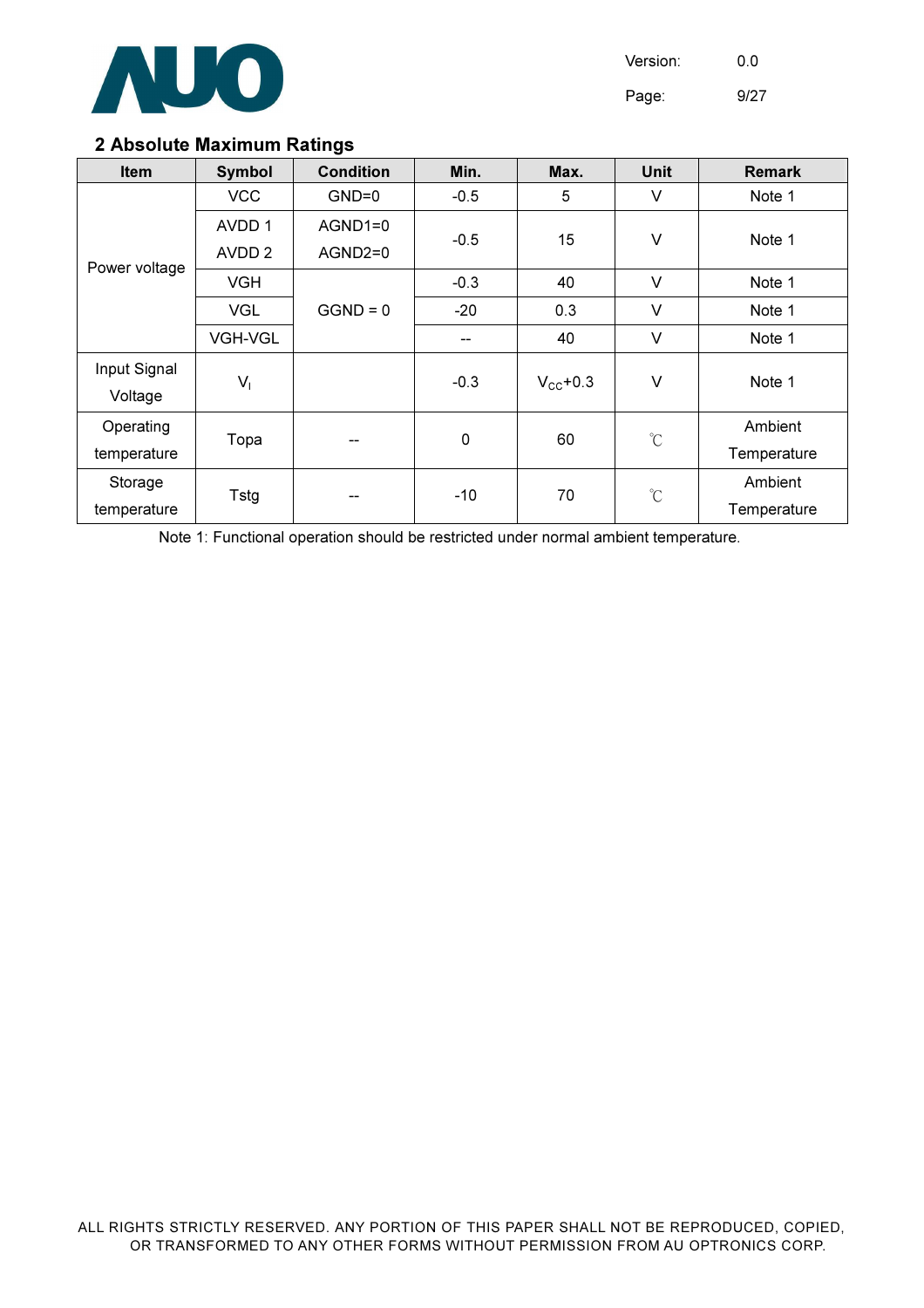## 2 Absolute Maximum Ratings

| Item | Symbol | Condition | Min. | Max. | Unit | Remark |
|---|---|---|---|---|---|---|
| Power voltage | VCC | GND=0 | -0.5 | 5 | V | Note 1 |
| | AVDD 1<br>AVDD 2 | AGND1=0<br>AGND2=0 | -0.5 | 15 | V | Note 1 |
| | VGH | GGND = 0 | -0.3 | 40 | V | Note 1 |
| | VGL | | -20 | 0.3 | V | Note 1 |
| | VGH-VGL | | -- | 40 | V | Note 1 |
| Input Signal Voltage | $V_I$ | | -0.3 | $V_{CC}$+0.3 | V | Note 1 |
| Operating temperature | Topa | -- | 0 | 60 | ℃ | Ambient Temperature |
| Storage temperature | Tstg | -- | -10 | 70 | ℃ | Ambient Temperature |

Note 1: Functional operation should be restricted under normal ambient temperature.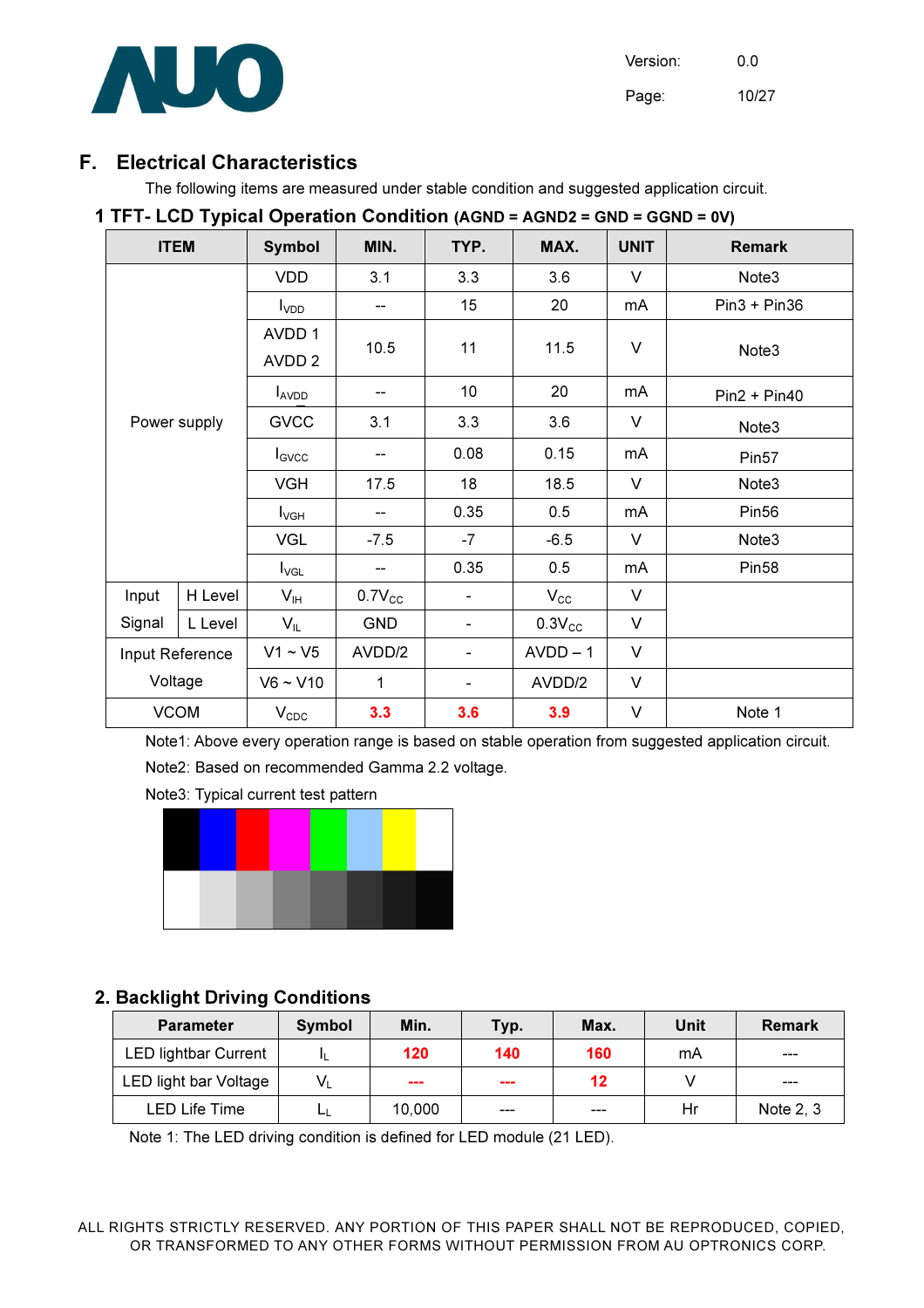## F. Electrical Characteristics

The following items are measured under stable condition and suggested application circuit.

### 1 TFT- LCD Typical Operation Condition (AGND = AGND2 = GND = GGND = 0V)

| ITEM | | Symbol | MIN. | TYP. | MAX. | UNIT | Remark |
|---|---|---|---|---|---|---|---|
| Power supply | | VDD | 3.1 | 3.3 | 3.6 | V | Note3 |
| | | $I_{VDD}$ | -- | 15 | 20 | mA | Pin3 + Pin36 |
| | | AVDD 1<br>AVDD 2 | 10.5 | 11 | 11.5 | V | Note3 |
| | | $I_{AVDD}$ | -- | 10 | 20 | mA | Pin2 + Pin40 |
| | | GVCC | 3.1 | 3.3 | 3.6 | V | Note3 |
| | | $I_{GVCC}$ | -- | 0.08 | 0.15 | mA | Pin57 |
| | | VGH | 17.5 | 18 | 18.5 | V | Note3 |
| | | $I_{VGH}$ | -- | 0.35 | 0.5 | mA | Pin56 |
| | | VGL | -7.5 | -7 | -6.5 | V | Note3 |
| | | $I_{VGL}$ | -- | 0.35 | 0.5 | mA | Pin58 |
| Input Signal | H Level | $V_{IH}$ | $0.7V_{CC}$ | - | $V_{CC}$ | V | |
| | L Level | $V_{IL}$ | GND | - | $0.3V_{CC}$ | V | |
| Input Reference Voltage | | V1 ~ V5 | AVDD/2 | - | AVDD – 1 | V | |
| | | V6 ~ V10 | 1 | - | AVDD/2 | V | |
| VCOM | | $V_{CDC}$ | 3.3 | 3.6 | 3.9 | V | Note 1 |

Note1: Above every operation range is based on stable operation from suggested application circuit.

Note2: Based on recommended Gamma 2.2 voltage.

Note3: Typical current test pattern

### 2. Backlight Driving Conditions

| Parameter | Symbol | Min. | Typ. | Max. | Unit | Remark |
|---|---|---|---|---|---|---|
| LED lightbar Current | $I_L$ | 120 | 140 | 160 | mA | --- |
| LED light bar Voltage | $V_L$ | --- | --- | 12 | V | --- |
| LED Life Time | $L_L$ | 10,000 | --- | --- | Hr | Note 2, 3 |

Note 1: The LED driving condition is defined for LED module (21 LED).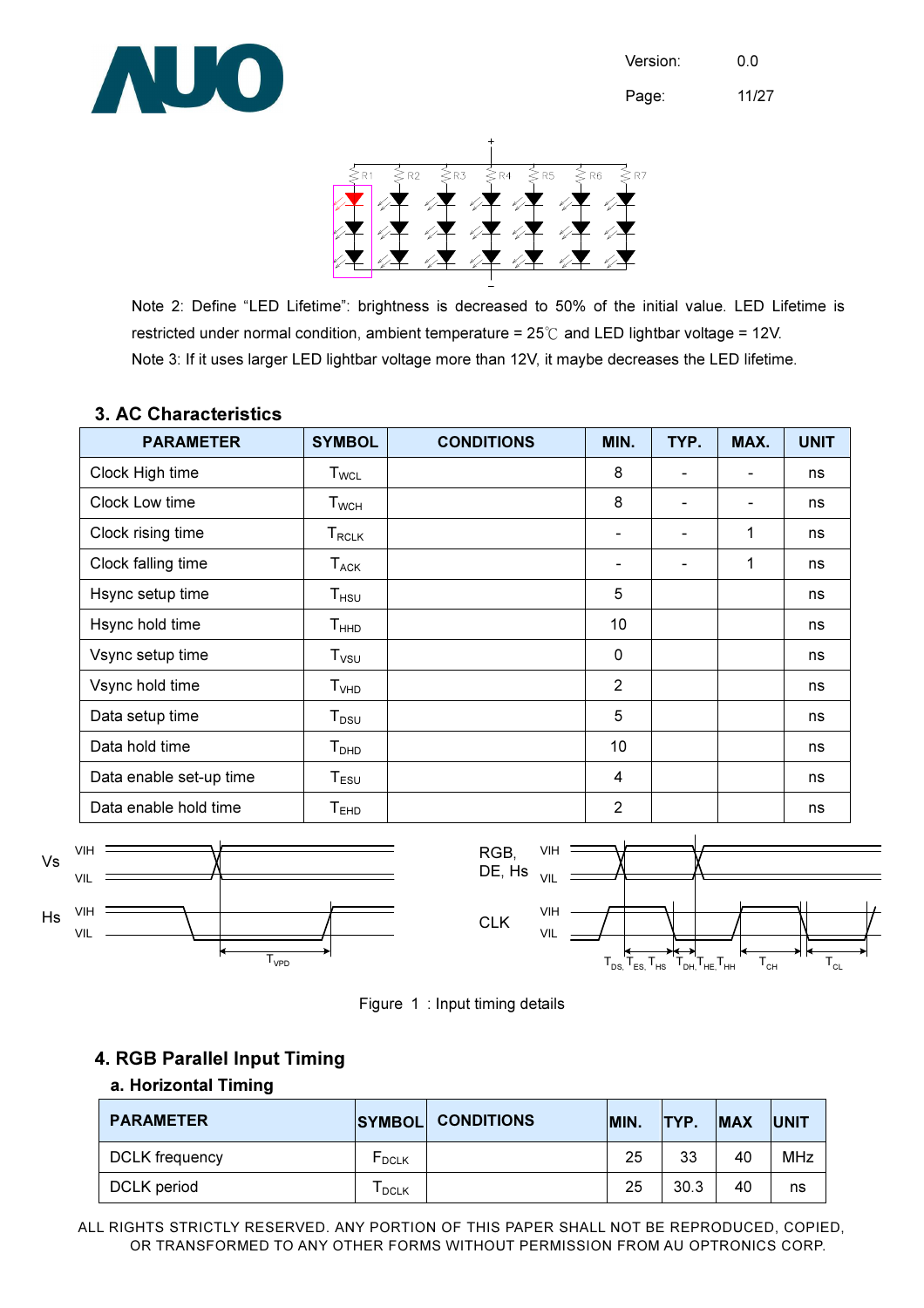Note 2: Define "LED Lifetime": brightness is decreased to 50% of the initial value. LED Lifetime is restricted under normal condition, ambient temperature = 25℃ and LED lightbar voltage = 12V.

Note 3: If it uses larger LED lightbar voltage more than 12V, it maybe decreases the LED lifetime.

## 3. AC Characteristics

| PARAMETER | SYMBOL | CONDITIONS | MIN. | TYP. | MAX. | UNIT |
|---|---|---|---|---|---|---|
| Clock High time | $T_{WCL}$ | | 8 | - | - | ns |
| Clock Low time | $T_{WCH}$ | | 8 | - | - | ns |
| Clock rising time | $T_{RCLK}$ | | - | - | 1 | ns |
| Clock falling time | $T_{ACK}$ | | - | - | 1 | ns |
| Hsync setup time | $T_{HSU}$ | | 5 | | | ns |
| Hsync hold time | $T_{HHD}$ | | 10 | | | ns |
| Vsync setup time | $T_{VSU}$ | | 0 | | | ns |
| Vsync hold time | $T_{VHD}$ | | 2 | | | ns |
| Data setup time | $T_{DSU}$ | | 5 | | | ns |
| Data hold time | $T_{DHD}$ | | 10 | | | ns |
| Data enable set-up time | $T_{ESU}$ | | 4 | | | ns |
| Data enable hold time | $T_{EHD}$ | | 2 | | | ns |

Figure 1 : Input timing details

## 4. RGB Parallel Input Timing

### a. Horizontal Timing

| PARAMETER | SYMBOL | CONDITIONS | MIN. | TYP. | MAX | UNIT |
|---|---|---|---|---|---|---|
| DCLK frequency | $F_{DCLK}$ | | 25 | 33 | 40 | MHz |
| DCLK period | $T_{DCLK}$ | | 25 | 30.3 | 40 | ns |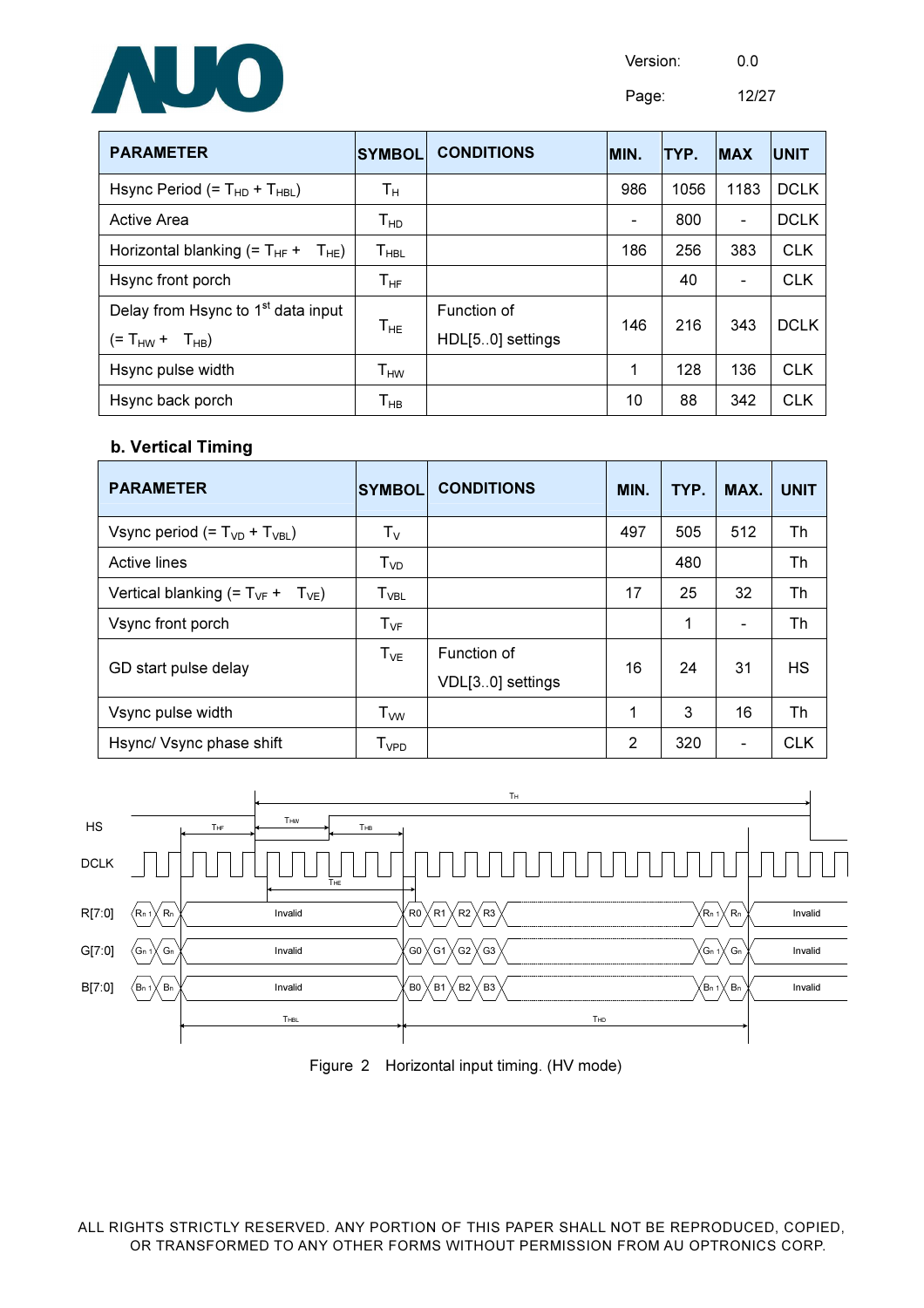| PARAMETER | SYMBOL | CONDITIONS | MIN. | TYP. | MAX | UNIT |
|---|---|---|---|---|---|---|
| Hsync Period (= $T_{HD}$ + $T_{HBL}$) | $T_H$ | | 986 | 1056 | 1183 | DCLK |
| Active Area | $T_{HD}$ | | - | 800 | - | DCLK |
| Horizontal blanking (= $T_{HF}$ + $T_{HE}$) | $T_{HBL}$ | | 186 | 256 | 383 | CLK |
| Hsync front porch | $T_{HF}$ | | | 40 | - | CLK |
| Delay from Hsync to 1[st] data input (= $T_{HW}$ + $T_{HB}$) | $T_{HE}$ | Function of HDL[5..0] settings | 146 | 216 | 343 | DCLK |
| Hsync pulse width | $T_{HW}$ | | 1 | 128 | 136 | CLK |
| Hsync back porch | $T_{HB}$ | | 10 | 88 | 342 | CLK |

**b. Vertical Timing**

| PARAMETER | SYMBOL | CONDITIONS | MIN. | TYP. | MAX. | UNIT |
|---|---|---|---|---|---|---|
| Vsync period (= $T_{VD}$ + $T_{VBL}$) | $T_V$ | | 497 | 505 | 512 | Th |
| Active lines | $T_{VD}$ | | | 480 | | Th |
| Vertical blanking (= $T_{VF}$ + $T_{VE}$) | $T_{VBL}$ | | 17 | 25 | 32 | Th |
| Vsync front porch | $T_{VF}$ | | | 1 | - | Th |
| GD start pulse delay | $T_{VE}$ | Function of VDL[3..0] settings | 16 | 24 | 31 | HS |
| Vsync pulse width | $T_{VW}$ | | 1 | 3 | 16 | Th |
| Hsync/ Vsync phase shift | $T_{VPD}$ | | 2 | 320 | - | CLK |

Figure 2 Horizontal input timing. (HV mode)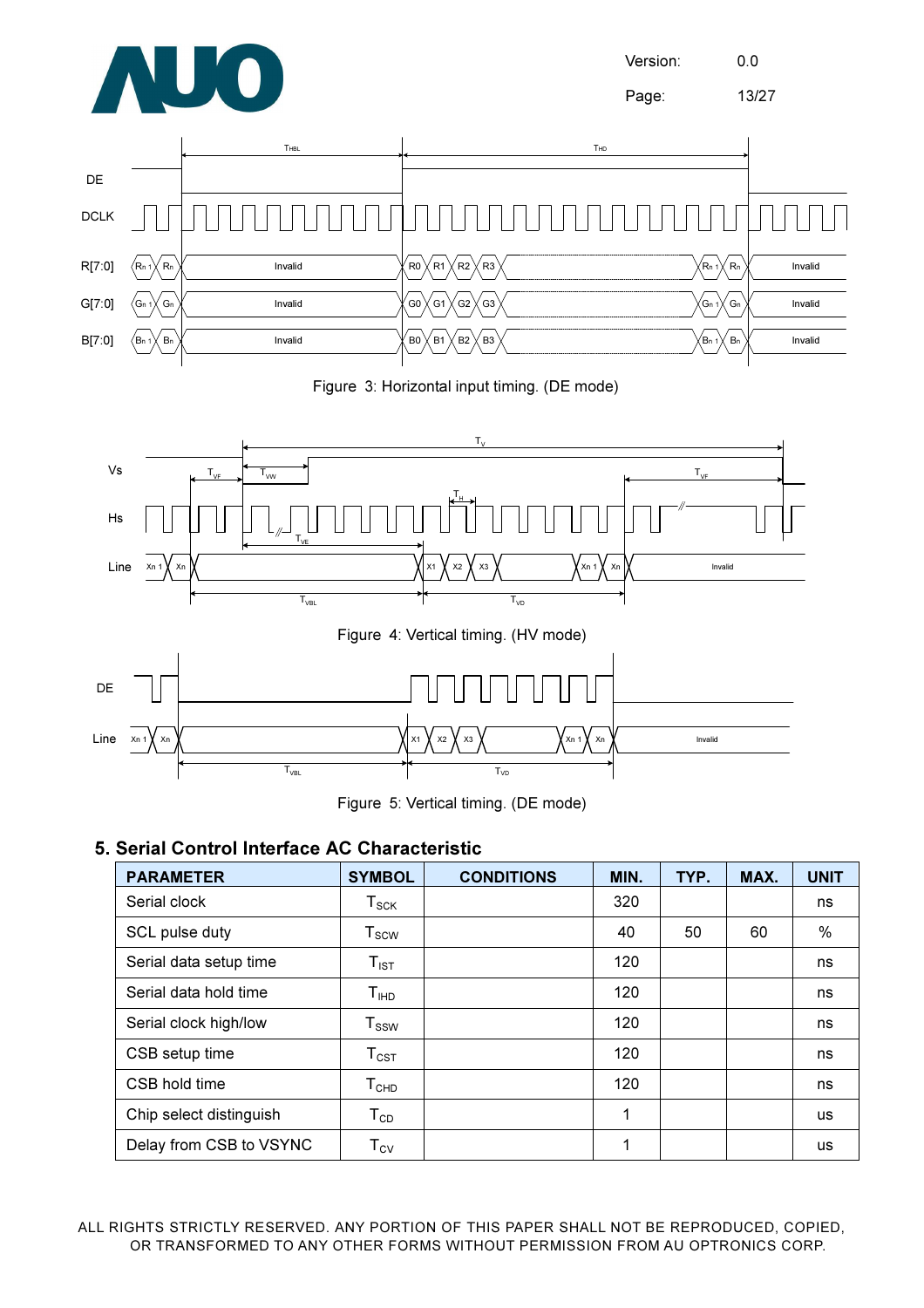Figure 3: Horizontal input timing. (DE mode)

Figure 4: Vertical timing. (HV mode)

Figure 5: Vertical timing. (DE mode)

## 5. Serial Control Interface AC Characteristic

| PARAMETER | SYMBOL | CONDITIONS | MIN. | TYP. | MAX. | UNIT |
|---|---|---|---|---|---|---|
| Serial clock | $T_{SCK}$ | | 320 | | | ns |
| SCL pulse duty | $T_{SCW}$ | | 40 | 50 | 60 | % |
| Serial data setup time | $T_{IST}$ | | 120 | | | ns |
| Serial data hold time | $T_{IHD}$ | | 120 | | | ns |
| Serial clock high/low | $T_{SSW}$ | | 120 | | | ns |
| CSB setup time | $T_{CST}$ | | 120 | | | ns |
| CSB hold time | $T_{CHD}$ | | 120 | | | ns |
| Chip select distinguish | $T_{CD}$ | | 1 | | | us |
| Delay from CSB to VSYNC | $T_{CV}$ | | 1 | | | us |

ALL RIGHTS STRICTLY RESERVED. ANY PORTION OF THIS PAPER SHALL NOT BE REPRODUCED, COPIED, OR TRANSFORMED TO ANY OTHER FORMS WITHOUT PERMISSION FROM AU OPTRONICS CORP.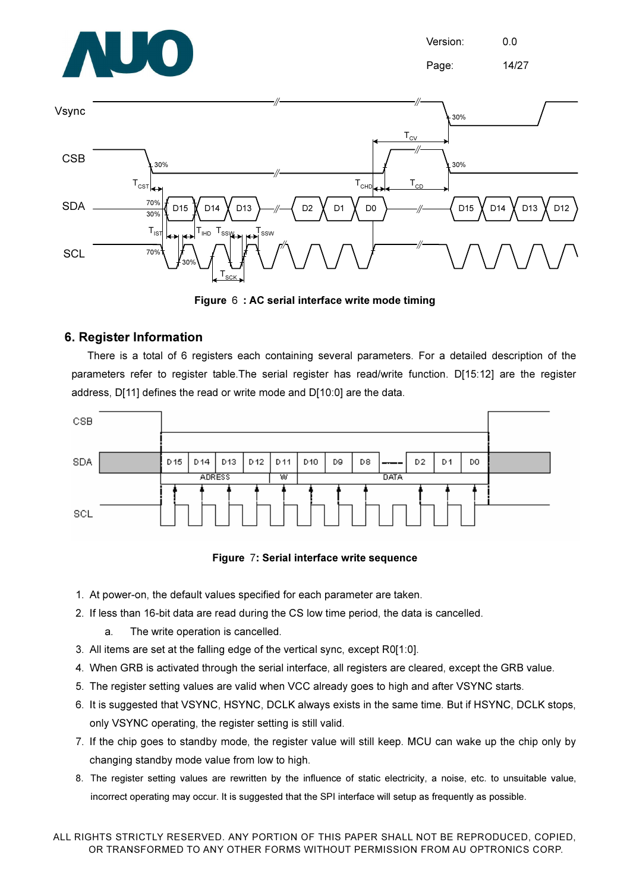Figure 6 : AC serial interface write mode timing

## 6. Register Information

There is a total of 6 registers each containing several parameters. For a detailed description of the parameters refer to register table.The serial register has read/write function. D[15:12] are the register address, D[11] defines the read or write mode and D[10:0] are the data.

Figure 7: Serial interface write sequence

1. At power-on, the default values specified for each parameter are taken.
2. If less than 16-bit data are read during the CS low time period, the data is cancelled.
   a. The write operation is cancelled.
3. All items are set at the falling edge of the vertical sync, except R0[1:0].
4. When GRB is activated through the serial interface, all registers are cleared, except the GRB value.
5. The register setting values are valid when VCC already goes to high and after VSYNC starts.
6. It is suggested that VSYNC, HSYNC, DCLK always exists in the same time. But if HSYNC, DCLK stops, only VSYNC operating, the register setting is still valid.
7. If the chip goes to standby mode, the register value will still keep. MCU can wake up the chip only by changing standby mode value from low to high.
8. The register setting values are rewritten by the influence of static electricity, a noise, etc. to unsuitable value, incorrect operating may occur. It is suggested that the SPI interface will setup as frequently as possible.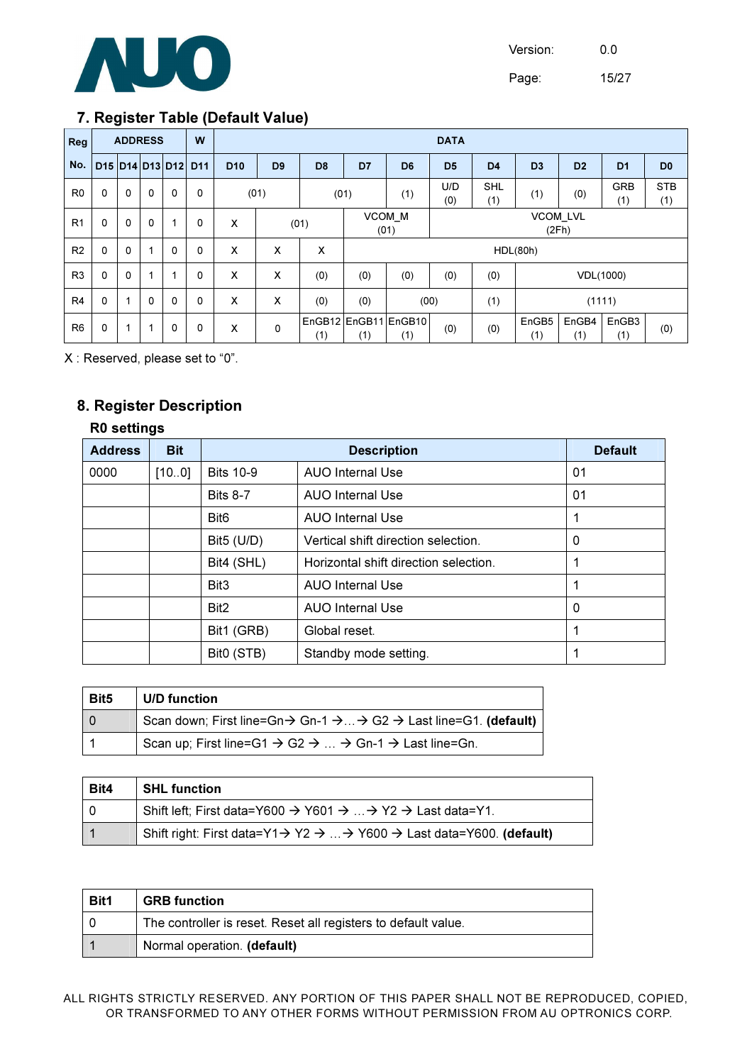## 7. Register Table (Default Value)

| Reg | ADDRESS | | | | W | DATA | | | | | | | | | | |
|---|---|---|---|---|---|---|---|---|---|---|---|---|---|---|---|---|
| No. | D15 | D14 | D13 | D12 | D11 | D10 | D9 | D8 | D7 | D6 | D5 | D4 | D3 | D2 | D1 | D0 |
| R0 | 0 | 0 | 0 | 0 | 0 | (01) | | (01) | | (1) | U/D (0) | SHL (1) | (1) | (0) | GRB (1) | STB (1) |
| R1 | 0 | 0 | 0 | 1 | 0 | X | (01) | | VCOM_M (01) | | VCOM_LVL (2Fh) | | | | | |
| R2 | 0 | 0 | 1 | 0 | 0 | X | X | X | HDL(80h) | | | | | | | |
| R3 | 0 | 0 | 1 | 1 | 0 | X | X | (0) | (0) | (0) | (0) | (0) | VDL(1000) | | | |
| R4 | 0 | 1 | 0 | 0 | 0 | X | X | (0) | (0) | (00) | | (1) | (1111) | | | |
| R6 | 0 | 1 | 1 | 0 | 0 | X | 0 | EnGB12 (1) | EnGB11 (1) | EnGB10 (1) | (0) | (0) | EnGB5 (1) | EnGB4 (1) | EnGB3 (1) | (0) |

X : Reserved, please set to “0”.

## 8. Register Description

### R0 settings

| Address | Bit | Description | | Default |
|---|---|---|---|---|
| 0000 | [10..0] | Bits 10-9 | AUO Internal Use | 01 |
| | | Bits 8-7 | AUO Internal Use | 01 |
| | | Bit6 | AUO Internal Use | 1 |
| | | Bit5 (U/D) | Vertical shift direction selection. | 0 |
| | | Bit4 (SHL) | Horizontal shift direction selection. | 1 |
| | | Bit3 | AUO Internal Use | 1 |
| | | Bit2 | AUO Internal Use | 0 |
| | | Bit1 (GRB) | Global reset. | 1 |
| | | Bit0 (STB) | Standby mode setting. | 1 |

| Bit5 | U/D function |
|---|---|
| 0 | Scan down; First line=Gn→ Gn-1 →…→ G2 → Last line=G1. **(default)** |
| 1 | Scan up; First line=G1 → G2 → … → Gn-1 → Last line=Gn. |

| Bit4 | SHL function |
|---|---|
| 0 | Shift left; First data=Y600 → Y601 → …→ Y2 → Last data=Y1. |
| 1 | Shift right: First data=Y1→ Y2 → …→ Y600 → Last data=Y600. **(default)** |

| Bit1 | GRB function |
|---|---|
| 0 | The controller is reset. Reset all registers to default value. |
| 1 | Normal operation. **(default)** |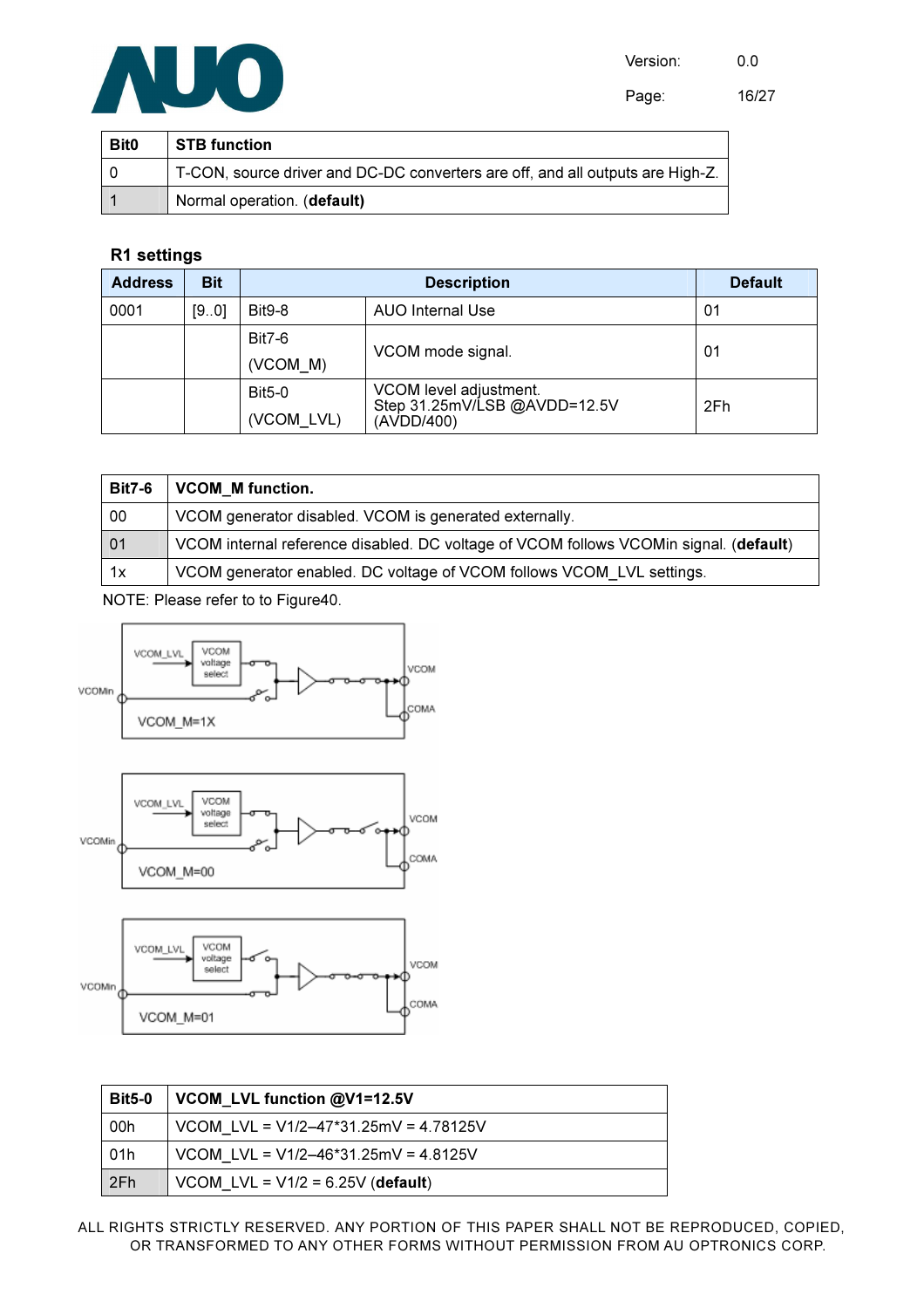| Bit0 | STB function |
| --- | --- |
| 0 | T-CON, source driver and DC-DC converters are off, and all outputs are High-Z. |
| 1 | Normal operation. (**default**) |

**R1 settings**

| Address | Bit | Description | | Default |
| --- | --- | --- | --- | --- |
| 0001 | [9..0] | Bit9-8 | AUO Internal Use | 01 |
| | | Bit7-6 (VCOM_M) | VCOM mode signal. | 01 |
| | | Bit5-0 (VCOM_LVL) | VCOM level adjustment. Step 31.25mV/LSB @AVDD=12.5V (AVDD/400) | 2Fh |

| Bit7-6 | VCOM_M function. |
| --- | --- |
| 00 | VCOM generator disabled. VCOM is generated externally. |
| 01 | VCOM internal reference disabled. DC voltage of VCOM follows VCOMin signal. (**default**) |
| 1x | VCOM generator enabled. DC voltage of VCOM follows VCOM_LVL settings. |

NOTE: Please refer to to Figure40.

VCOM_M=1X

VCOM_M=00

VCOM_M=01

| Bit5-0 | VCOM_LVL function @V1=12.5V |
| --- | --- |
| 00h | VCOM_LVL = V1/2–47*31.25mV = 4.78125V |
| 01h | VCOM_LVL = V1/2–46*31.25mV = 4.8125V |
| 2Fh | VCOM_LVL = V1/2 = 6.25V (**default**) |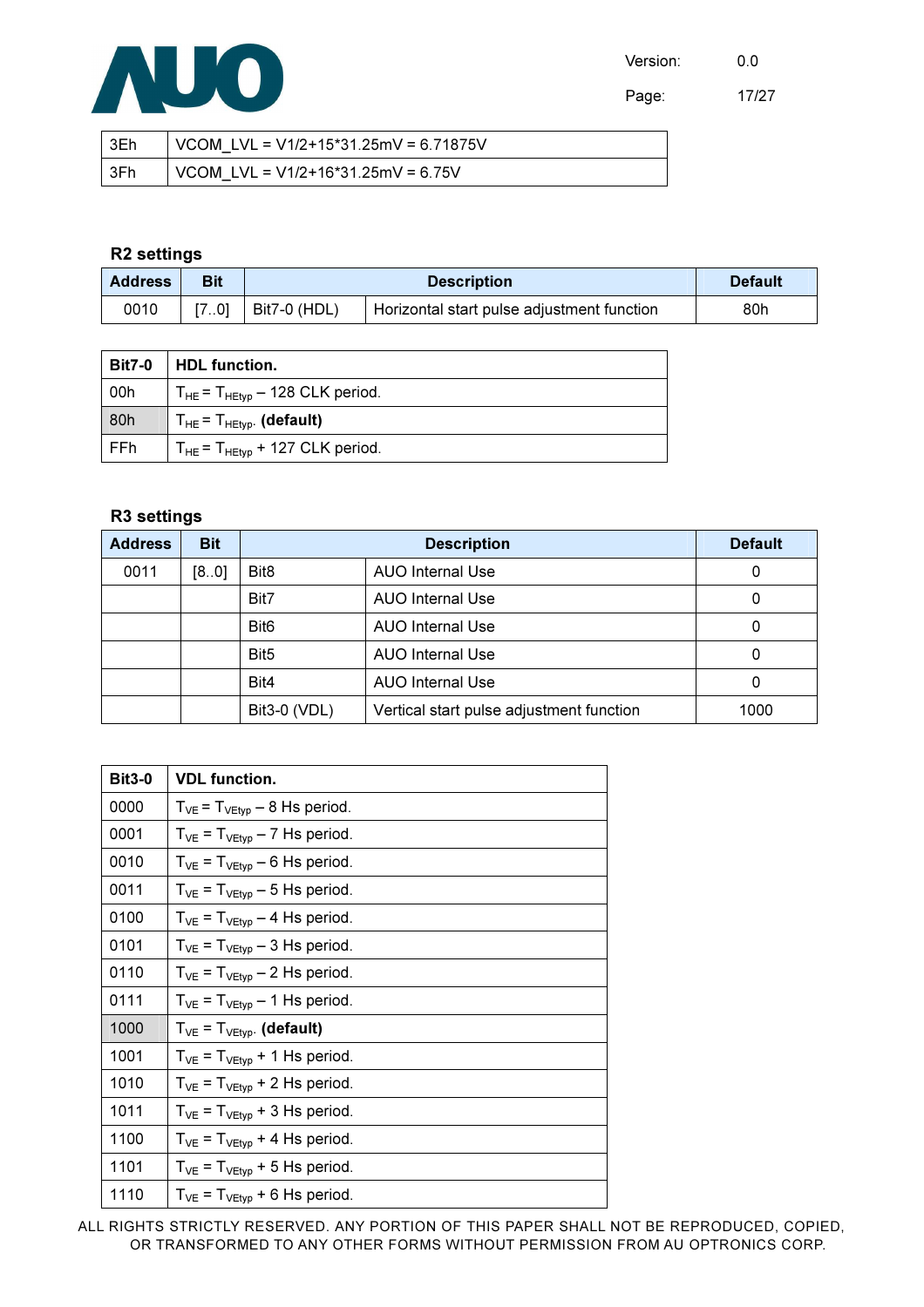| 3Eh | VCOM_LVL = V1/2+15*31.25mV = 6.71875V |
|---|---|
| 3Fh | VCOM_LVL = V1/2+16*31.25mV = 6.75V |

### R2 settings

| Address | Bit | Description | | Default |
|---|---|---|---|---|
| 0010 | [7..0] | Bit7-0 (HDL) | Horizontal start pulse adjustment function | 80h |

| Bit7-0 | HDL function. |
|---|---|
| 00h | $T_{HE} = T_{HEtyp}$ – 128 CLK period. |
| 80h | $T_{HE} = T_{HEtyp}$. **(default)** |
| FFh | $T_{HE} = T_{HEtyp}$ + 127 CLK period. |

### R3 settings

| Address | Bit | Description | | Default |
|---|---|---|---|---|
| 0011 | [8..0] | Bit8 | AUO Internal Use | 0 |
| | | Bit7 | AUO Internal Use | 0 |
| | | Bit6 | AUO Internal Use | 0 |
| | | Bit5 | AUO Internal Use | 0 |
| | | Bit4 | AUO Internal Use | 0 |
| | | Bit3-0 (VDL) | Vertical start pulse adjustment function | 1000 |

| Bit3-0 | VDL function. |
|---|---|
| 0000 | $T_{VE} = T_{VEtyp}$ – 8 Hs period. |
| 0001 | $T_{VE} = T_{VEtyp}$ – 7 Hs period. |
| 0010 | $T_{VE} = T_{VEtyp}$ – 6 Hs period. |
| 0011 | $T_{VE} = T_{VEtyp}$ – 5 Hs period. |
| 0100 | $T_{VE} = T_{VEtyp}$ – 4 Hs period. |
| 0101 | $T_{VE} = T_{VEtyp}$ – 3 Hs period. |
| 0110 | $T_{VE} = T_{VEtyp}$ – 2 Hs period. |
| 0111 | $T_{VE} = T_{VEtyp}$ – 1 Hs period. |
| 1000 | $T_{VE} = T_{VEtyp}$. **(default)** |
| 1001 | $T_{VE} = T_{VEtyp}$ + 1 Hs period. |
| 1010 | $T_{VE} = T_{VEtyp}$ + 2 Hs period. |
| 1011 | $T_{VE} = T_{VEtyp}$ + 3 Hs period. |
| 1100 | $T_{VE} = T_{VEtyp}$ + 4 Hs period. |
| 1101 | $T_{VE} = T_{VEtyp}$ + 5 Hs period. |
| 1110 | $T_{VE} = T_{VEtyp}$ + 6 Hs period. |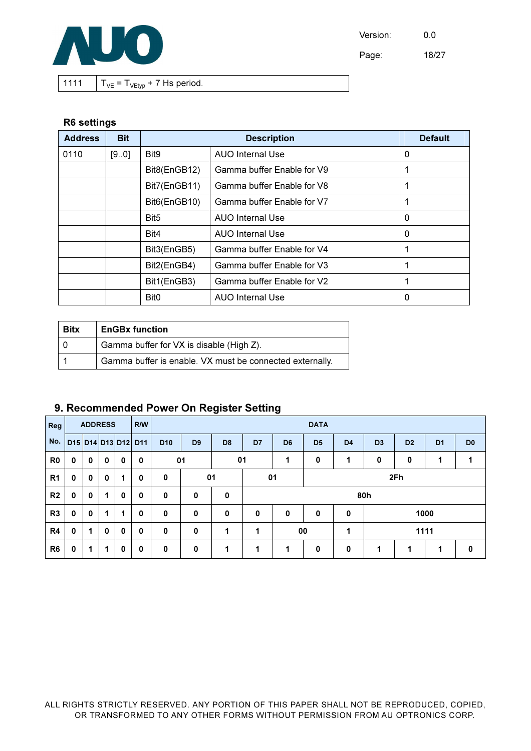| 1111 | $T_{VE} = T_{VEtyp}$ + 7 Hs period. |
|---|---|

**R6 settings**

| Address | Bit | Description | | Default |
|---|---|---|---|---|
| 0110 | [9..0] | Bit9 | AUO Internal Use | 0 |
| | | Bit8(EnGB12) | Gamma buffer Enable for V9 | 1 |
| | | Bit7(EnGB11) | Gamma buffer Enable for V8 | 1 |
| | | Bit6(EnGB10) | Gamma buffer Enable for V7 | 1 |
| | | Bit5 | AUO Internal Use | 0 |
| | | Bit4 | AUO Internal Use | 0 |
| | | Bit3(EnGB5) | Gamma buffer Enable for V4 | 1 |
| | | Bit2(EnGB4) | Gamma buffer Enable for V3 | 1 |
| | | Bit1(EnGB3) | Gamma buffer Enable for V2 | 1 |
| | | Bit0 | AUO Internal Use | 0 |

| Bitx | EnGBx function |
|---|---|
| 0 | Gamma buffer for VX is disable (High Z). |
| 1 | Gamma buffer is enable. VX must be connected externally. |

## 9. Recommended Power On Register Setting

| Reg No. | ADDRESS D15 | D14 | D13 | D12 | R/W D11 | DATA D10 | D9 | D8 | D7 | D6 | D5 | D4 | D3 | D2 | D1 | D0 |
|---|---|---|---|---|---|---|---|---|---|---|---|---|---|---|---|---|
| R0 | 0 | 0 | 0 | 0 | 0 | 01 | | 01 | | 1 | 0 | 1 | 0 | 0 | 1 | 1 |
| R1 | 0 | 0 | 0 | 1 | 0 | 0 | 01 | | 01 | | 2Fh | | | | | |
| R2 | 0 | 0 | 1 | 0 | 0 | 0 | 0 | 0 | 80h | | | | | | | |
| R3 | 0 | 0 | 1 | 1 | 0 | 0 | 0 | 0 | 0 | 0 | 0 | 0 | 1000 | | | |
| R4 | 0 | 1 | 0 | 0 | 0 | 0 | 0 | 1 | 1 | 00 | | 1 | 1111 | | | |
| R6 | 0 | 1 | 1 | 0 | 0 | 0 | 0 | 1 | 1 | 1 | 0 | 0 | 1 | 1 | 1 | 0 |

ALL RIGHTS STRICTLY RESERVED. ANY PORTION OF THIS PAPER SHALL NOT BE REPRODUCED, COPIED, OR TRANSFORMED TO ANY OTHER FORMS WITHOUT PERMISSION FROM AU OPTRONICS CORP.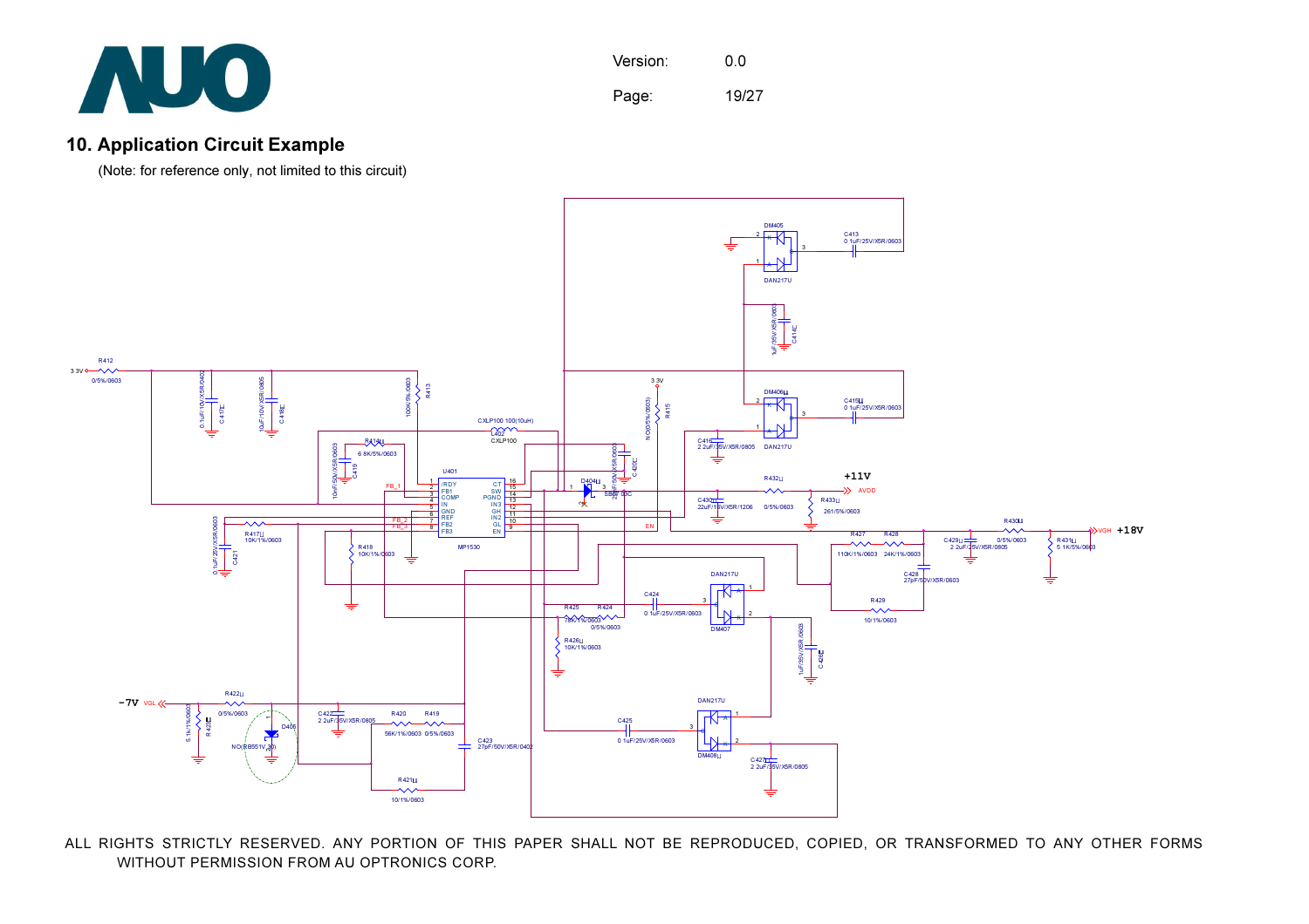## 10. Application Circuit Example

(Note: for reference only, not limited to this circuit)

ALL RIGHTS STRICTLY RESERVED. ANY PORTION OF THIS PAPER SHALL NOT BE REPRODUCED, COPIED, OR TRANSFORMED TO ANY OTHER FORMS WITHOUT PERMISSION FROM AU OPTRONICS CORP.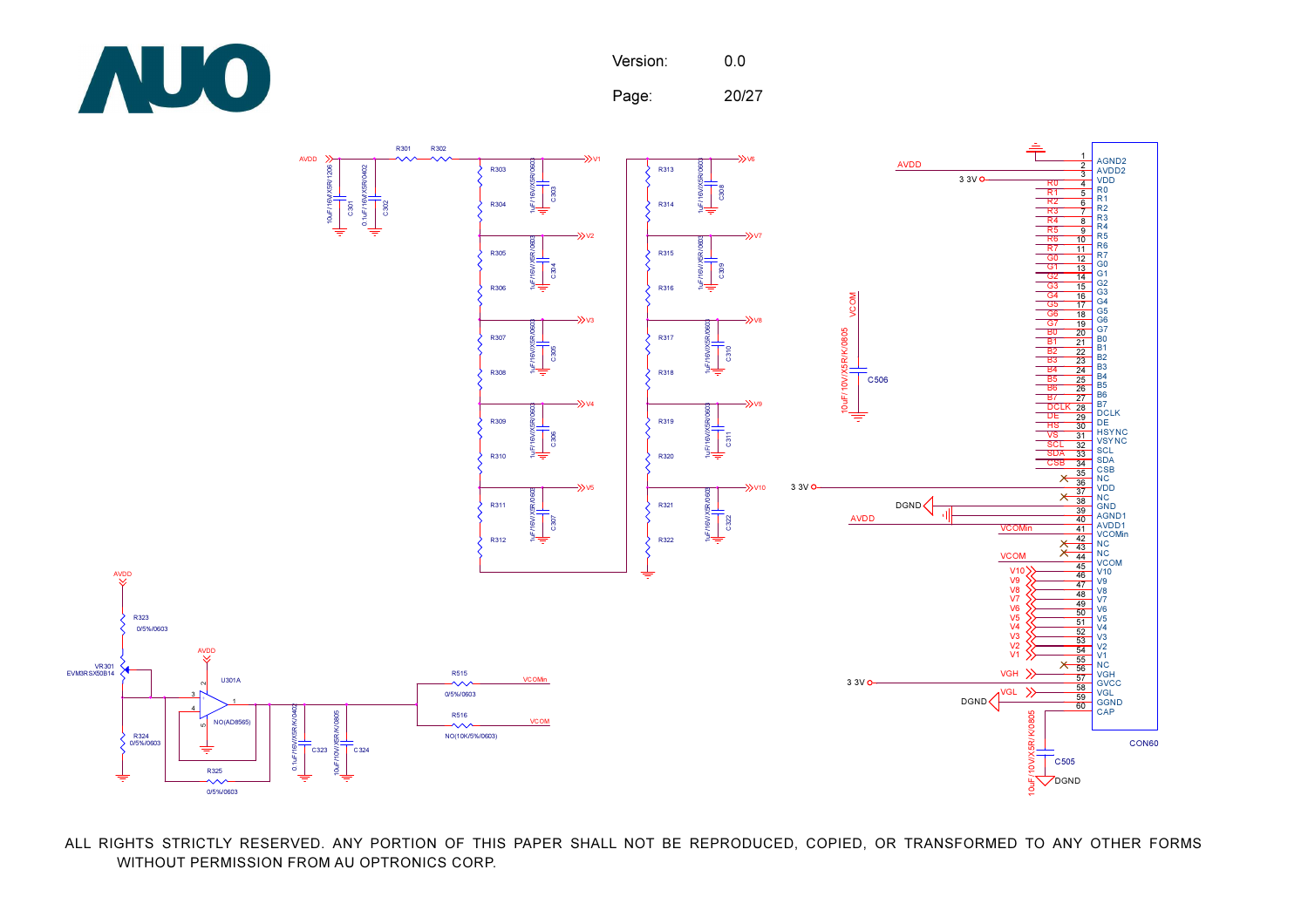Version: 0.0

Page: 20/27

AVDD, R301, R302, V1, C301 10uF/16V/X5R/1206, C302 0.1uF/16V/X5R/0402

R303, R304, C303 1uF/16V/X5R/0603, V2, R305, R306, C304 1uF/16V/X5R/0603, V3, R307, R308, C305 1uF/16V/X5R/0603, V4, R309, R310, C306 1uF/16V/X5R/0603, V5, R311, R312, C307 1uF/16V/X5R/0603

V6, R313, R314, C308 1uF/16V/X5R/0603, V7, R315, R316, C309 1uF/16V/X5R/0603, V8, R317, R318, C310 1uF/16V/X5R/0603, V9, R319, R320, C311 1uF/16V/X5R/0603, V10, R321, R322, C322 1uF/16V/X5R/0603

VCOM, C506 10uF/10V/X5R/K/0805

AVDD, R323 0/5%/0603, VR301 EVM3RSX50B14, R324 0/5%/0603, AVDD, U301A NO(AD8565), R325 0/5%/0603, C323 0.1uF/16V/X5R/K/0402, C324 10uF/10V/X5R/K/0805, R515 0/5%/0603 VCOMin, R516 NO(10K/5%/0603) VCOM

CON60

| Pin | Signal |
|---|---|
| 1 | AGND2 |
| 2 | AVDD2 (AVDD) |
| 3 | VDD (3.3V) |
| 4 | R0 |
| 5 | R1 |
| 6 | R2 |
| 7 | R3 |
| 8 | R4 |
| 9 | R5 |
| 10 | R6 |
| 11 | R7 |
| 12 | G0 |
| 13 | G1 |
| 14 | G2 |
| 15 | G3 |
| 16 | G4 |
| 17 | G5 |
| 18 | G6 |
| 19 | G7 |
| 20 | B0 |
| 21 | B1 |
| 22 | B2 |
| 23 | B3 |
| 24 | B4 |
| 25 | B5 |
| 26 | B6 |
| 27 | B7 |
| 28 | DCLK |
| 29 | DE |
| 30 | HSYNC (HS) |
| 31 | VSYNC (VS) |
| 32 | SCL |
| 33 | SDA |
| 34 | CSB |
| 35 | NC |
| 36 | VDD (3.3V) |
| 37 | NC |
| 38 | GND (DGND) |
| 39 | AGND1 |
| 40 | AVDD1 (AVDD) |
| 41 | VCOMin |
| 42 | NC |
| 43 | NC |
| 44 | VCOM |
| 45 | V10 |
| 46 | V9 |
| 47 | V8 |
| 48 | V7 |
| 49 | V6 |
| 50 | V5 |
| 51 | V4 |
| 52 | V3 |
| 53 | V2 |
| 54 | V1 |
| 55 | NC |
| 56 | VGH |
| 57 | GVCC (3.3V) |
| 58 | VGL |
| 59 | GGND (DGND) |
| 60 | CAP |

C505 10uF/10V/X5R/K/0805, DGND

ALL RIGHTS STRICTLY RESERVED. ANY PORTION OF THIS PAPER SHALL NOT BE REPRODUCED, COPIED, OR TRANSFORMED TO ANY OTHER FORMS WITHOUT PERMISSION FROM AU OPTRONICS CORP.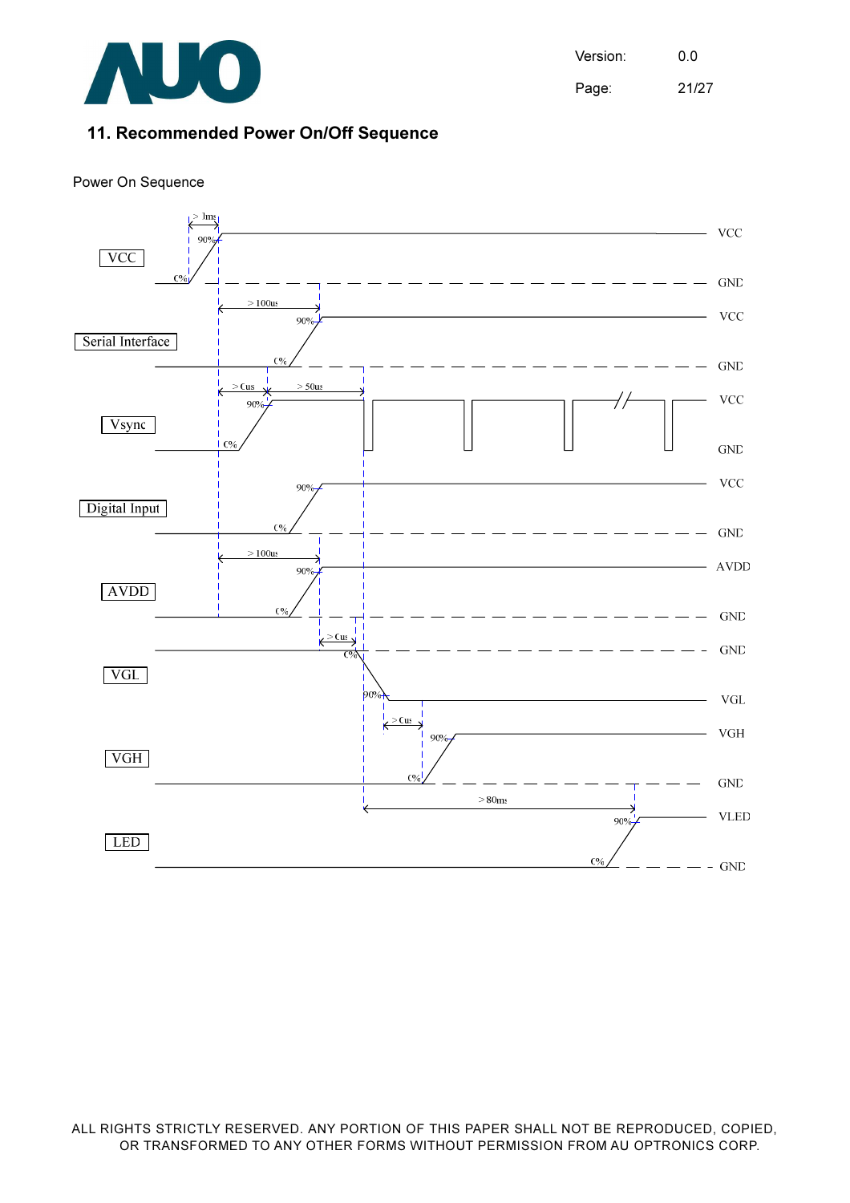## 11. Recommended Power On/Off Sequence

Power On Sequence

VCC

Serial Interface

Vsync

Digital Input

AVDD

VGL

VGH

LED

> 1ms

> 100us

> 0us

> 50us

> 100us

> 0us

> 0us

> 80ms

90%

0%

VCC

GND

VCC

GND

VCC

GND

VCC

GND

AVDD

GND

GND

VGL

VGH

GND

VLED

GND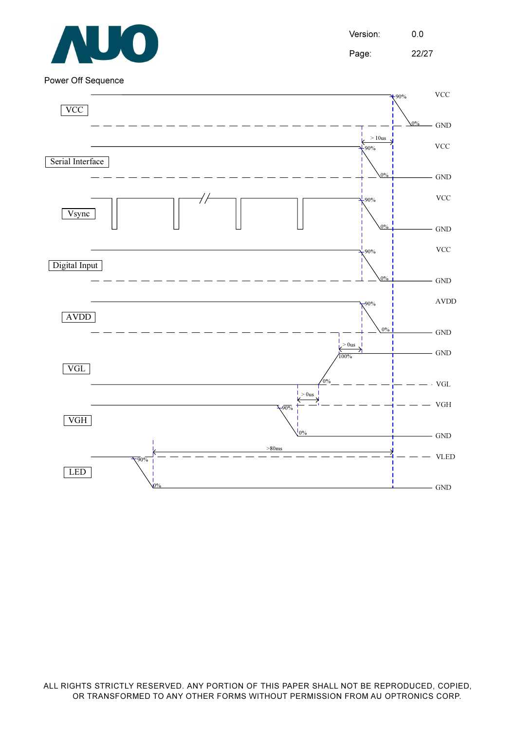Power Off Sequence

VCC

Serial Interface

Vsync

Digital Input

AVDD

VGL

VGH

LED

90% 0% VCC GND

> 10us

90% 0% VCC GND

90% 0% VCC GND

90% 0% VCC GND

90% 0% AVDD GND

> 0us

100% 0% GND VGL

> 0us

90% 0% VGH GND

>80ms

90% 0% VLED GND

ALL RIGHTS STRICTLY RESERVED. ANY PORTION OF THIS PAPER SHALL NOT BE REPRODUCED, COPIED, OR TRANSFORMED TO ANY OTHER FORMS WITHOUT PERMISSION FROM AU OPTRONICS CORP.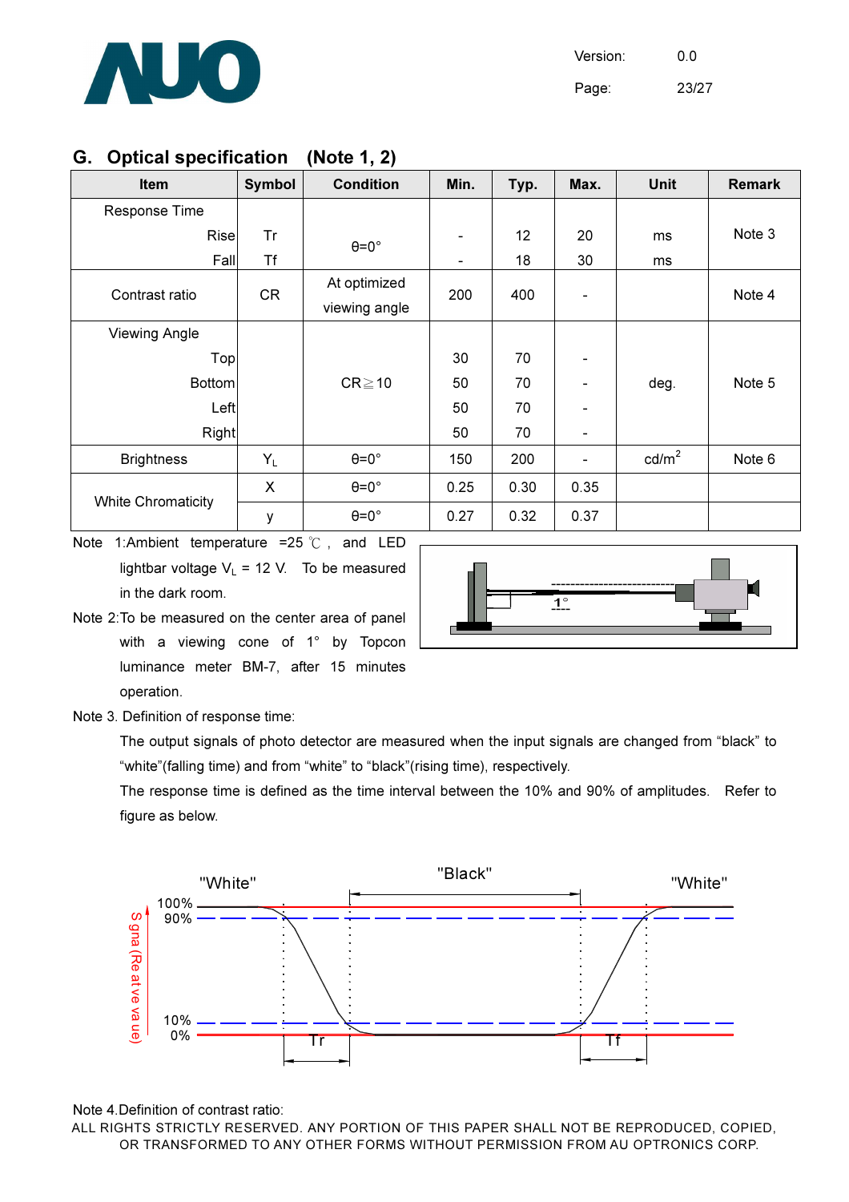## G. Optical specification (Note 1, 2)

| Item | Symbol | Condition | Min. | Typ. | Max. | Unit | Remark |
|---|---|---|---|---|---|---|---|
| Response Time | | | | | | | |
| Rise | Tr | θ=0° | - | 12 | 20 | ms | Note 3 |
| Fall | Tf | | - | 18 | 30 | ms | |
| Contrast ratio | CR | At optimized viewing angle | 200 | 400 | - | | Note 4 |
| Viewing Angle | | | | | | | |
| Top | | CR≧10 | 30 | 70 | - | deg. | Note 5 |
| Bottom | | | 50 | 70 | - | | |
| Left | | | 50 | 70 | - | | |
| Right | | | 50 | 70 | - | | |
| Brightness | $Y_L$ | θ=0° | 150 | 200 | - | cd/m$^2$ | Note 6 |
| White Chromaticity | X | θ=0° | 0.25 | 0.30 | 0.35 | | |
| | y | θ=0° | 0.27 | 0.32 | 0.37 | | |

Note 1:Ambient temperature =25 ℃ , and LED lightbar voltage $V_L$ = 12 V. To be measured in the dark room.

Note 2:To be measured on the center area of panel with a viewing cone of 1° by Topcon luminance meter BM-7, after 15 minutes operation.

Note 3. Definition of response time:

The output signals of photo detector are measured when the input signals are changed from "black" to "white"(falling time) and from "white" to "black"(rising time), respectively.

The response time is defined as the time interval between the 10% and 90% of amplitudes. Refer to figure as below.

Note 4.Definition of contrast ratio: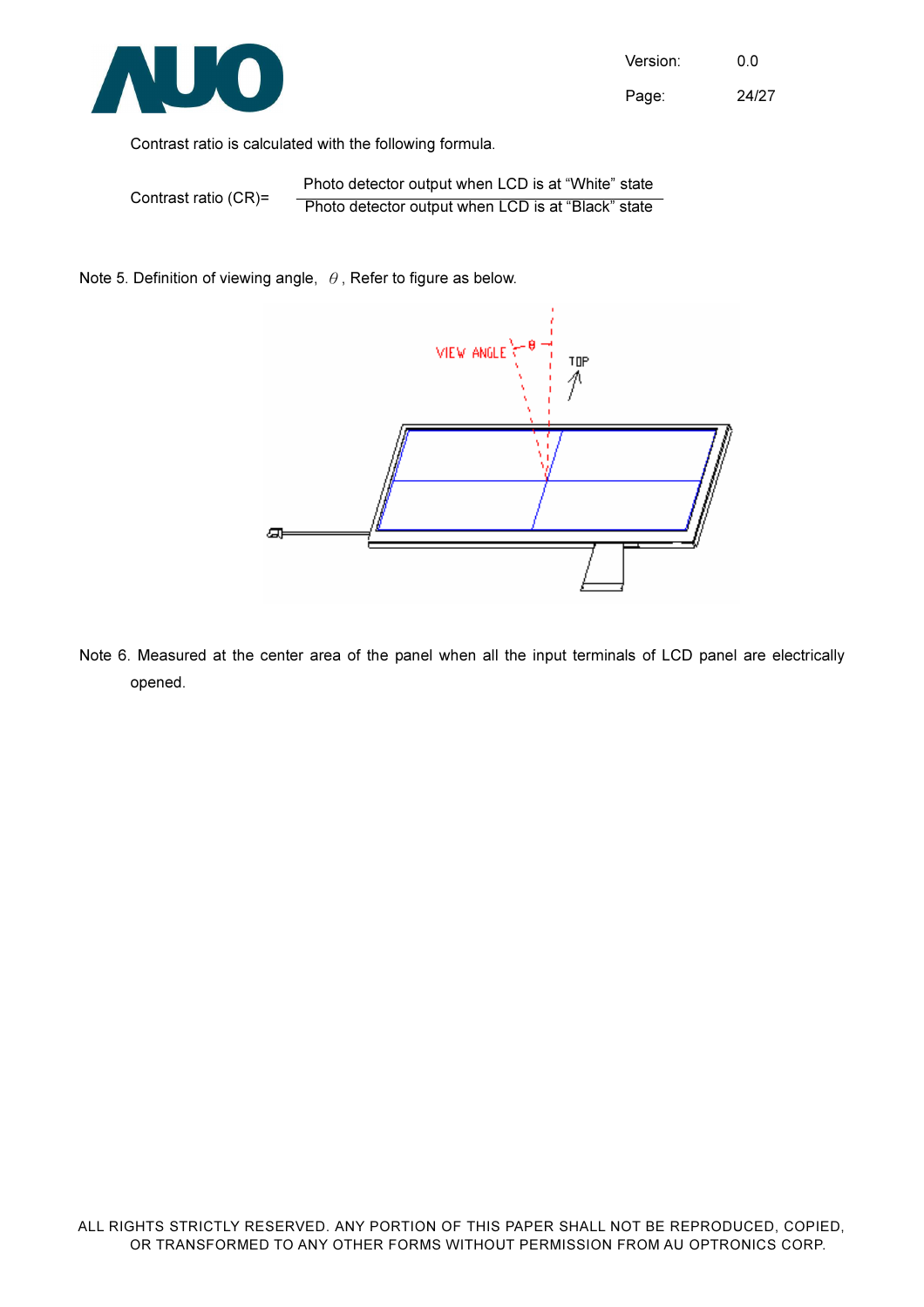Contrast ratio is calculated with the following formula.

$$\text{Contrast ratio (CR)} = \frac{\text{Photo detector output when LCD is at “White” state}}{\text{Photo detector output when LCD is at “Black” state}}$$

Note 5. Definition of viewing angle, $\theta$, Refer to figure as below.

Note 6. Measured at the center area of the panel when all the input terminals of LCD panel are electrically opened.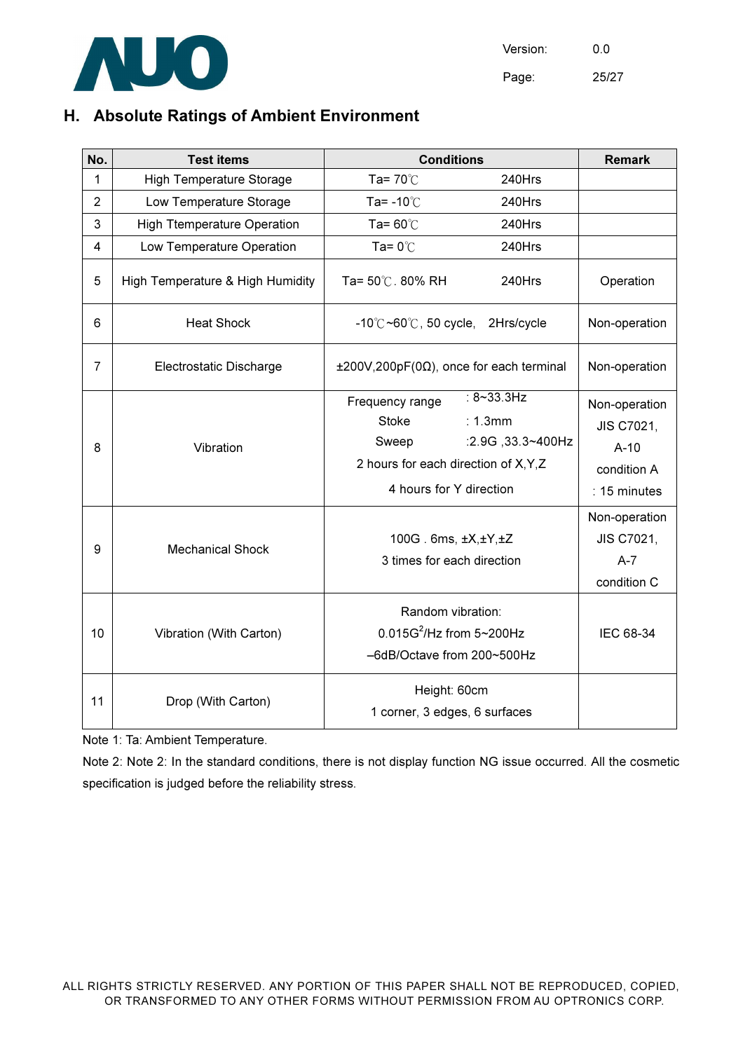## H. Absolute Ratings of Ambient Environment

| No. | Test items | Conditions | Remark |
|---|---|---|---|
| 1 | High Temperature Storage | Ta= 70℃ 240Hrs | |
| 2 | Low Temperature Storage | Ta= -10℃ 240Hrs | |
| 3 | High Ttemperature Operation | Ta= 60℃ 240Hrs | |
| 4 | Low Temperature Operation | Ta= 0℃ 240Hrs | |
| 5 | High Temperature & High Humidity | Ta= 50℃. 80% RH 240Hrs | Operation |
| 6 | Heat Shock | -10℃~60℃, 50 cycle, 2Hrs/cycle | Non-operation |
| 7 | Electrostatic Discharge | ±200V,200pF(0Ω), once for each terminal | Non-operation |
| 8 | Vibration | Frequency range : 8~33.3Hz<br>Stoke : 1.3mm<br>Sweep :2.9G ,33.3~400Hz<br>2 hours for each direction of X,Y,Z<br>4 hours for Y direction | Non-operation<br>JIS C7021,<br>A-10<br>condition A<br>: 15 minutes |
| 9 | Mechanical Shock | 100G . 6ms, ±X,±Y,±Z<br>3 times for each direction | Non-operation<br>JIS C7021,<br>A-7<br>condition C |
| 10 | Vibration (With Carton) | Random vibration:<br>$0.015G^2$/Hz from 5~200Hz<br>–6dB/Octave from 200~500Hz | IEC 68-34 |
| 11 | Drop (With Carton) | Height: 60cm<br>1 corner, 3 edges, 6 surfaces | |

Note 1: Ta: Ambient Temperature.

Note 2: Note 2: In the standard conditions, there is not display function NG issue occurred. All the cosmetic specification is judged before the reliability stress.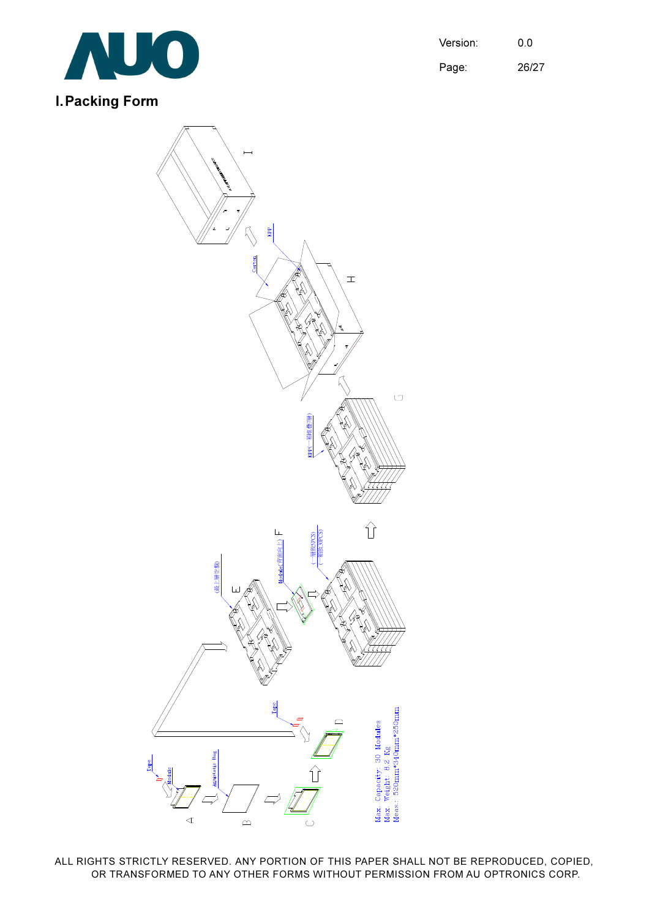# I. Packing Form

Max. Capacity: 30 Modules
Max. Weight: 8.2 Kg
Meas.: 520mm*340mm*250mm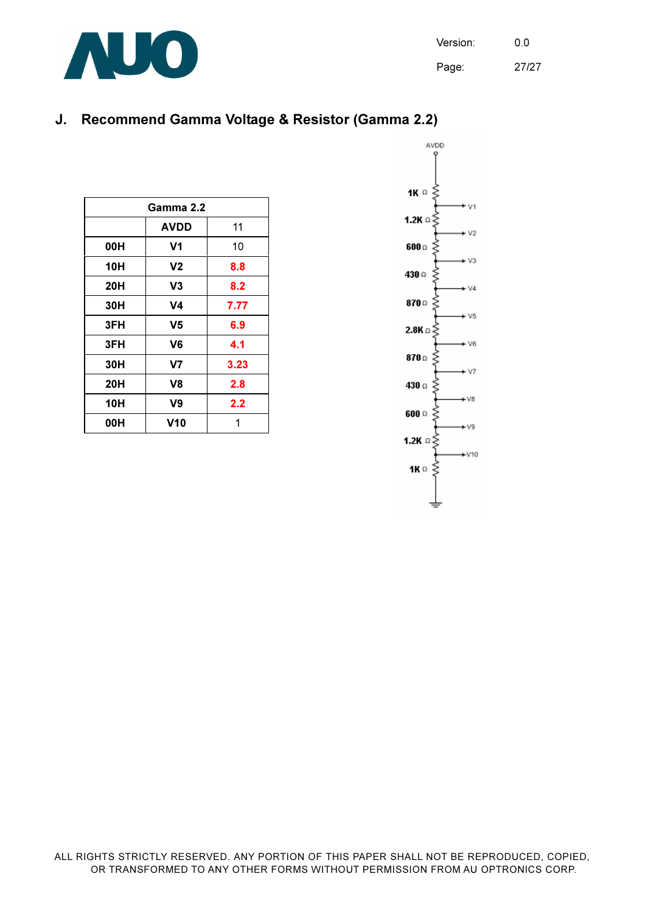## J. Recommend Gamma Voltage & Resistor (Gamma 2.2)

| Gamma 2.2 | | |
|---|---|---|
| | AVDD | 11 |
| 00H | V1 | 10 |
| 10H | V2 | 8.8 |
| 20H | V3 | 8.2 |
| 30H | V4 | 7.77 |
| 3FH | V5 | 6.9 |
| 3FH | V6 | 4.1 |
| 30H | V7 | 3.23 |
| 20H | V8 | 2.8 |
| 10H | V9 | 2.2 |
| 00H | V10 | 1 |

AVDD

1K Ω

V1

1.2K Ω

V2

600 Ω

V3

430 Ω

V4

870 Ω

V5

2.8K Ω

V6

870 Ω

V7

430 Ω

V8

600 Ω

V9

1.2K Ω

V10

1K Ω

ALL RIGHTS STRICTLY RESERVED. ANY PORTION OF THIS PAPER SHALL NOT BE REPRODUCED, COPIED, OR TRANSFORMED TO ANY OTHER FORMS WITHOUT PERMISSION FROM AU OPTRONICS CORP.